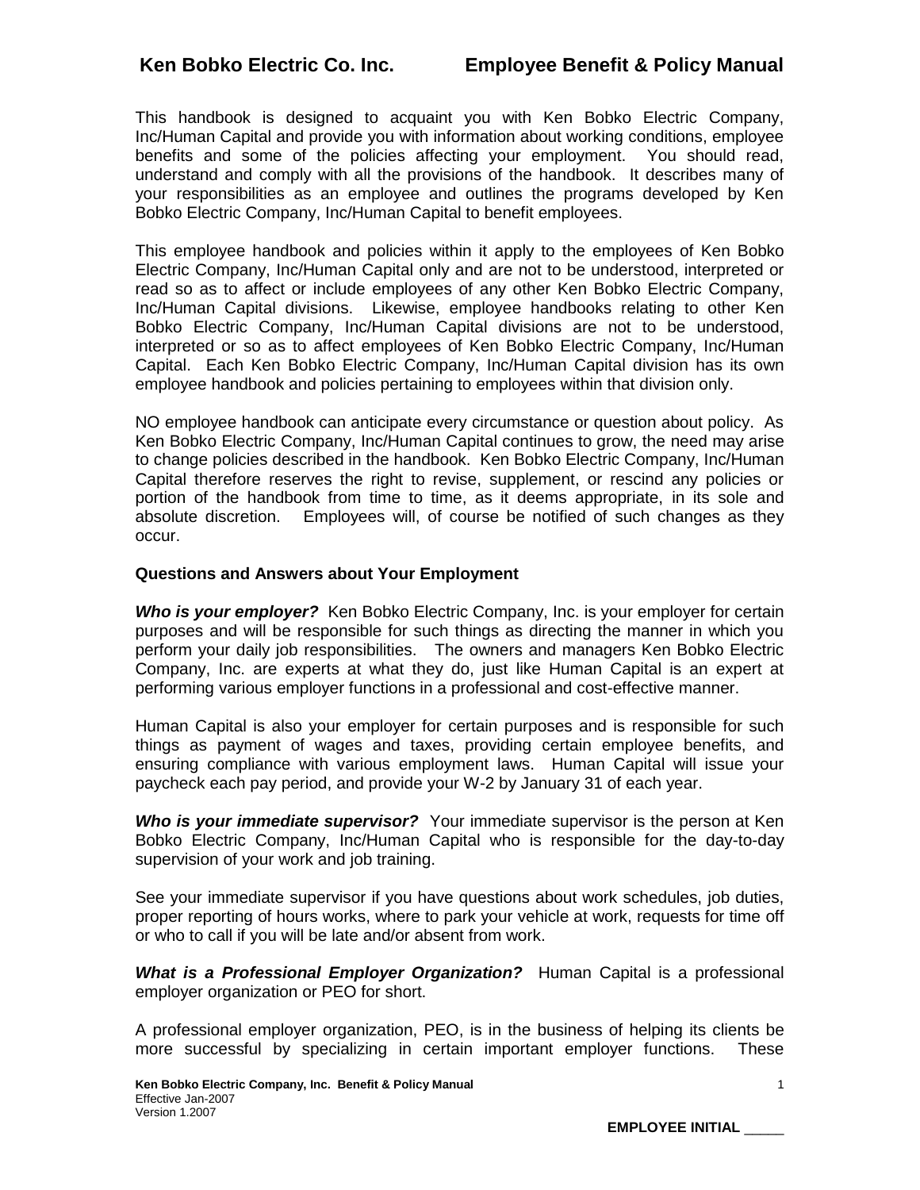This handbook is designed to acquaint you with Ken Bobko Electric Company, Inc/Human Capital and provide you with information about working conditions, employee benefits and some of the policies affecting your employment. You should read, understand and comply with all the provisions of the handbook. It describes many of your responsibilities as an employee and outlines the programs developed by Ken Bobko Electric Company, Inc/Human Capital to benefit employees.

This employee handbook and policies within it apply to the employees of Ken Bobko Electric Company, Inc/Human Capital only and are not to be understood, interpreted or read so as to affect or include employees of any other Ken Bobko Electric Company, Inc/Human Capital divisions. Likewise, employee handbooks relating to other Ken Bobko Electric Company, Inc/Human Capital divisions are not to be understood, interpreted or so as to affect employees of Ken Bobko Electric Company, Inc/Human Capital. Each Ken Bobko Electric Company, Inc/Human Capital division has its own employee handbook and policies pertaining to employees within that division only.

NO employee handbook can anticipate every circumstance or question about policy. As Ken Bobko Electric Company, Inc/Human Capital continues to grow, the need may arise to change policies described in the handbook. Ken Bobko Electric Company, Inc/Human Capital therefore reserves the right to revise, supplement, or rescind any policies or portion of the handbook from time to time, as it deems appropriate, in its sole and absolute discretion. Employees will, of course be notified of such changes as they occur.

**Questions and Answers about Your Employment**

***Who is your employer?*** Ken Bobko Electric Company, Inc. is your employer for certain purposes and will be responsible for such things as directing the manner in which you perform your daily job responsibilities. The owners and managers Ken Bobko Electric Company, Inc. are experts at what they do, just like Human Capital is an expert at performing various employer functions in a professional and cost-effective manner.

Human Capital is also your employer for certain purposes and is responsible for such things as payment of wages and taxes, providing certain employee benefits, and ensuring compliance with various employment laws. Human Capital will issue your paycheck each pay period, and provide your W-2 by January 31 of each year.

***Who is your immediate supervisor?*** Your immediate supervisor is the person at Ken Bobko Electric Company, Inc/Human Capital who is responsible for the day-to-day supervision of your work and job training.

See your immediate supervisor if you have questions about work schedules, job duties, proper reporting of hours works, where to park your vehicle at work, requests for time off or who to call if you will be late and/or absent from work.

***What is a Professional Employer Organization?*** Human Capital is a professional employer organization or PEO for short.

A professional employer organization, PEO, is in the business of helping its clients be more successful by specializing in certain important employer functions. These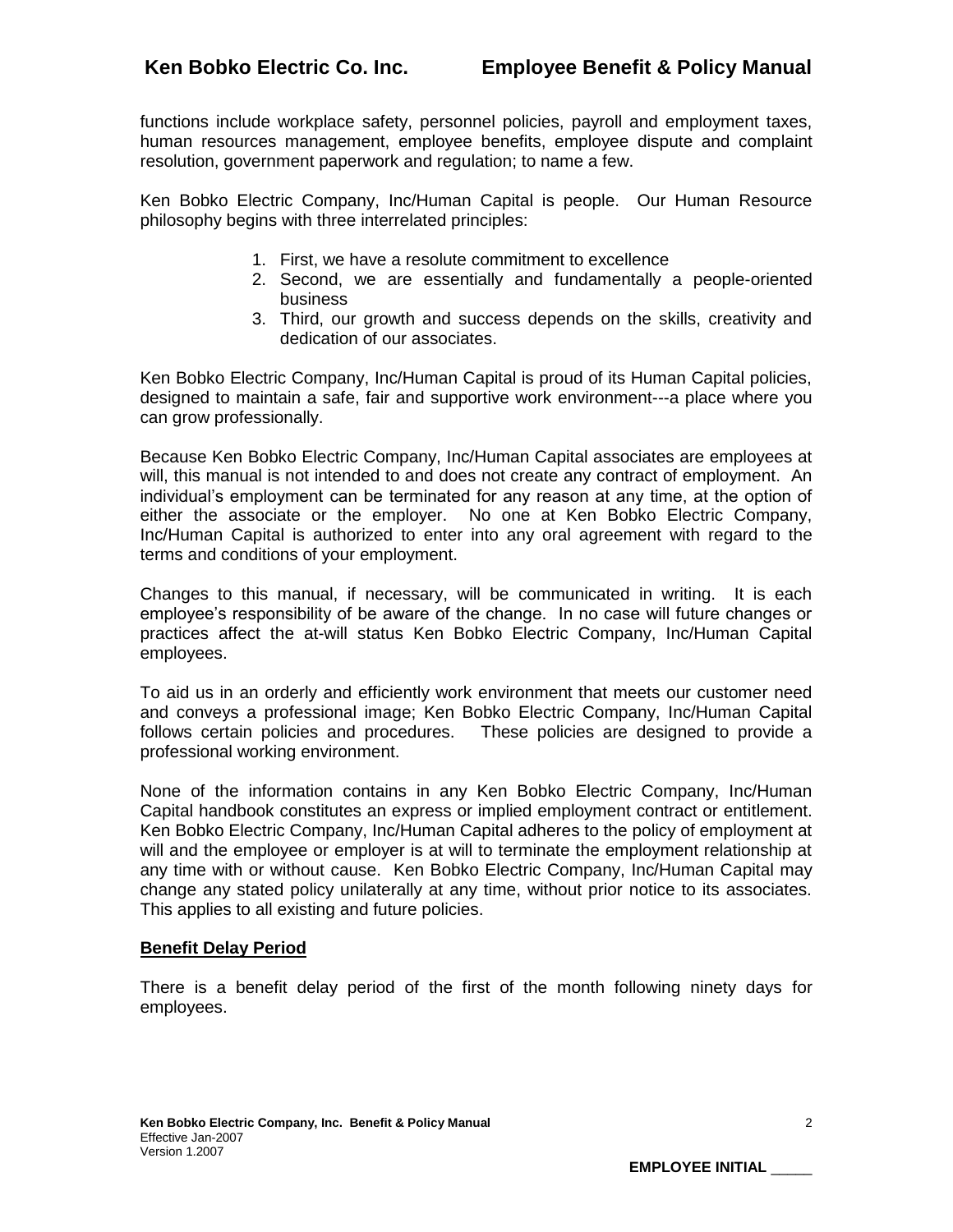functions include workplace safety, personnel policies, payroll and employment taxes, human resources management, employee benefits, employee dispute and complaint resolution, government paperwork and regulation; to name a few.

Ken Bobko Electric Company, Inc/Human Capital is people. Our Human Resource philosophy begins with three interrelated principles:

1. First, we have a resolute commitment to excellence
2. Second, we are essentially and fundamentally a people-oriented business
3. Third, our growth and success depends on the skills, creativity and dedication of our associates.

Ken Bobko Electric Company, Inc/Human Capital is proud of its Human Capital policies, designed to maintain a safe, fair and supportive work environment---a place where you can grow professionally.

Because Ken Bobko Electric Company, Inc/Human Capital associates are employees at will, this manual is not intended to and does not create any contract of employment. An individual's employment can be terminated for any reason at any time, at the option of either the associate or the employer. No one at Ken Bobko Electric Company, Inc/Human Capital is authorized to enter into any oral agreement with regard to the terms and conditions of your employment.

Changes to this manual, if necessary, will be communicated in writing. It is each employee's responsibility of be aware of the change. In no case will future changes or practices affect the at-will status Ken Bobko Electric Company, Inc/Human Capital employees.

To aid us in an orderly and efficiently work environment that meets our customer need and conveys a professional image; Ken Bobko Electric Company, Inc/Human Capital follows certain policies and procedures. These policies are designed to provide a professional working environment.

None of the information contains in any Ken Bobko Electric Company, Inc/Human Capital handbook constitutes an express or implied employment contract or entitlement. Ken Bobko Electric Company, Inc/Human Capital adheres to the policy of employment at will and the employee or employer is at will to terminate the employment relationship at any time with or without cause. Ken Bobko Electric Company, Inc/Human Capital may change any stated policy unilaterally at any time, without prior notice to its associates. This applies to all existing and future policies.

**Benefit Delay Period**

There is a benefit delay period of the first of the month following ninety days for employees.

EMPLOYEE INITIAL _____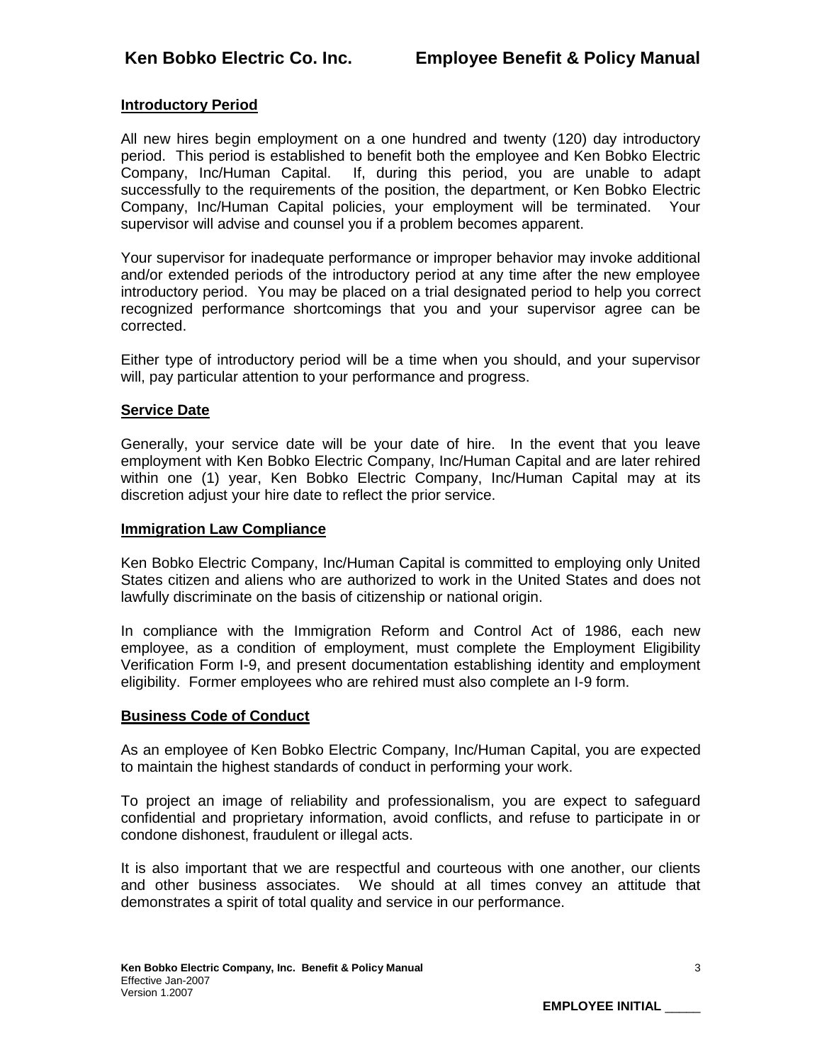## Introductory Period

All new hires begin employment on a one hundred and twenty (120) day introductory period. This period is established to benefit both the employee and Ken Bobko Electric Company, Inc/Human Capital. If, during this period, you are unable to adapt successfully to the requirements of the position, the department, or Ken Bobko Electric Company, Inc/Human Capital policies, your employment will be terminated. Your supervisor will advise and counsel you if a problem becomes apparent.

Your supervisor for inadequate performance or improper behavior may invoke additional and/or extended periods of the introductory period at any time after the new employee introductory period. You may be placed on a trial designated period to help you correct recognized performance shortcomings that you and your supervisor agree can be corrected.

Either type of introductory period will be a time when you should, and your supervisor will, pay particular attention to your performance and progress.

## Service Date

Generally, your service date will be your date of hire. In the event that you leave employment with Ken Bobko Electric Company, Inc/Human Capital and are later rehired within one (1) year, Ken Bobko Electric Company, Inc/Human Capital may at its discretion adjust your hire date to reflect the prior service.

## Immigration Law Compliance

Ken Bobko Electric Company, Inc/Human Capital is committed to employing only United States citizen and aliens who are authorized to work in the United States and does not lawfully discriminate on the basis of citizenship or national origin.

In compliance with the Immigration Reform and Control Act of 1986, each new employee, as a condition of employment, must complete the Employment Eligibility Verification Form I-9, and present documentation establishing identity and employment eligibility. Former employees who are rehired must also complete an I-9 form.

## Business Code of Conduct

As an employee of Ken Bobko Electric Company, Inc/Human Capital, you are expected to maintain the highest standards of conduct in performing your work.

To project an image of reliability and professionalism, you are expect to safeguard confidential and proprietary information, avoid conflicts, and refuse to participate in or condone dishonest, fraudulent or illegal acts.

It is also important that we are respectful and courteous with one another, our clients and other business associates. We should at all times convey an attitude that demonstrates a spirit of total quality and service in our performance.

EMPLOYEE INITIAL _____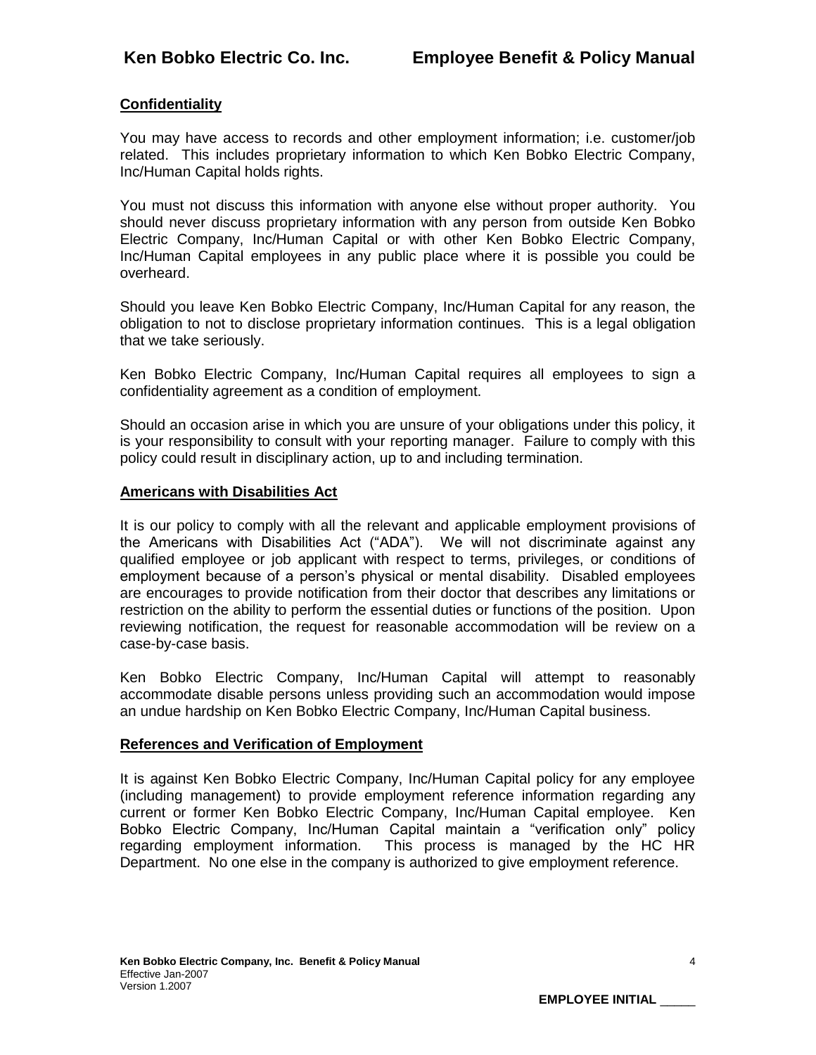## Confidentiality

You may have access to records and other employment information; i.e. customer/job related. This includes proprietary information to which Ken Bobko Electric Company, Inc/Human Capital holds rights.

You must not discuss this information with anyone else without proper authority. You should never discuss proprietary information with any person from outside Ken Bobko Electric Company, Inc/Human Capital or with other Ken Bobko Electric Company, Inc/Human Capital employees in any public place where it is possible you could be overheard.

Should you leave Ken Bobko Electric Company, Inc/Human Capital for any reason, the obligation to not to disclose proprietary information continues. This is a legal obligation that we take seriously.

Ken Bobko Electric Company, Inc/Human Capital requires all employees to sign a confidentiality agreement as a condition of employment.

Should an occasion arise in which you are unsure of your obligations under this policy, it is your responsibility to consult with your reporting manager. Failure to comply with this policy could result in disciplinary action, up to and including termination.

## Americans with Disabilities Act

It is our policy to comply with all the relevant and applicable employment provisions of the Americans with Disabilities Act ("ADA"). We will not discriminate against any qualified employee or job applicant with respect to terms, privileges, or conditions of employment because of a person's physical or mental disability. Disabled employees are encourages to provide notification from their doctor that describes any limitations or restriction on the ability to perform the essential duties or functions of the position. Upon reviewing notification, the request for reasonable accommodation will be review on a case-by-case basis.

Ken Bobko Electric Company, Inc/Human Capital will attempt to reasonably accommodate disable persons unless providing such an accommodation would impose an undue hardship on Ken Bobko Electric Company, Inc/Human Capital business.

## References and Verification of Employment

It is against Ken Bobko Electric Company, Inc/Human Capital policy for any employee (including management) to provide employment reference information regarding any current or former Ken Bobko Electric Company, Inc/Human Capital employee. Ken Bobko Electric Company, Inc/Human Capital maintain a "verification only" policy regarding employment information. This process is managed by the HC HR Department. No one else in the company is authorized to give employment reference.

**EMPLOYEE INITIAL _____**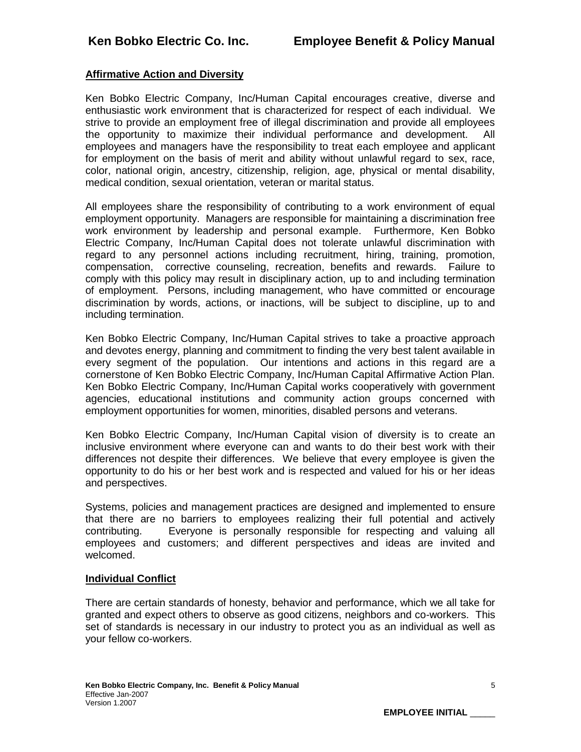## Affirmative Action and Diversity

Ken Bobko Electric Company, Inc/Human Capital encourages creative, diverse and enthusiastic work environment that is characterized for respect of each individual. We strive to provide an employment free of illegal discrimination and provide all employees the opportunity to maximize their individual performance and development. All employees and managers have the responsibility to treat each employee and applicant for employment on the basis of merit and ability without unlawful regard to sex, race, color, national origin, ancestry, citizenship, religion, age, physical or mental disability, medical condition, sexual orientation, veteran or marital status.

All employees share the responsibility of contributing to a work environment of equal employment opportunity. Managers are responsible for maintaining a discrimination free work environment by leadership and personal example. Furthermore, Ken Bobko Electric Company, Inc/Human Capital does not tolerate unlawful discrimination with regard to any personnel actions including recruitment, hiring, training, promotion, compensation, corrective counseling, recreation, benefits and rewards. Failure to comply with this policy may result in disciplinary action, up to and including termination of employment. Persons, including management, who have committed or encourage discrimination by words, actions, or inactions, will be subject to discipline, up to and including termination.

Ken Bobko Electric Company, Inc/Human Capital strives to take a proactive approach and devotes energy, planning and commitment to finding the very best talent available in every segment of the population. Our intentions and actions in this regard are a cornerstone of Ken Bobko Electric Company, Inc/Human Capital Affirmative Action Plan. Ken Bobko Electric Company, Inc/Human Capital works cooperatively with government agencies, educational institutions and community action groups concerned with employment opportunities for women, minorities, disabled persons and veterans.

Ken Bobko Electric Company, Inc/Human Capital vision of diversity is to create an inclusive environment where everyone can and wants to do their best work with their differences not despite their differences. We believe that every employee is given the opportunity to do his or her best work and is respected and valued for his or her ideas and perspectives.

Systems, policies and management practices are designed and implemented to ensure that there are no barriers to employees realizing their full potential and actively contributing. Everyone is personally responsible for respecting and valuing all employees and customers; and different perspectives and ideas are invited and welcomed.

## Individual Conflict

There are certain standards of honesty, behavior and performance, which we all take for granted and expect others to observe as good citizens, neighbors and co-workers. This set of standards is necessary in our industry to protect you as an individual as well as your fellow co-workers.

**EMPLOYEE INITIAL \_\_\_\_\_**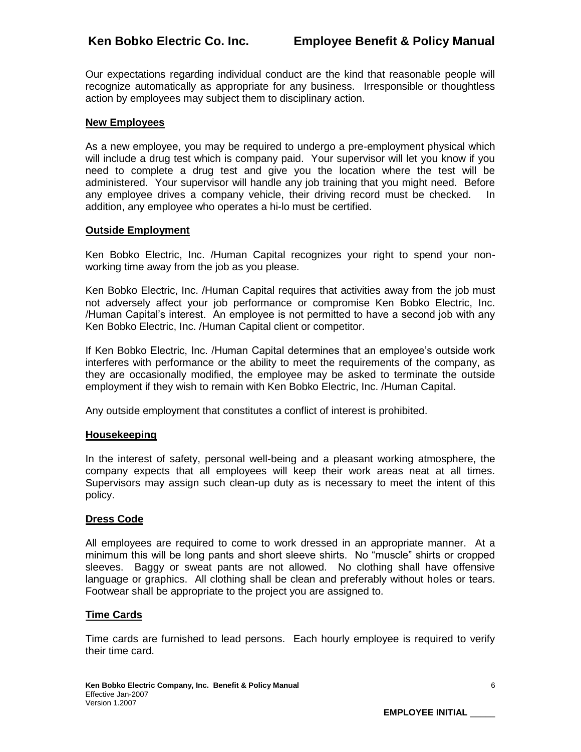Our expectations regarding individual conduct are the kind that reasonable people will recognize automatically as appropriate for any business. Irresponsible or thoughtless action by employees may subject them to disciplinary action.

## New Employees

As a new employee, you may be required to undergo a pre-employment physical which will include a drug test which is company paid. Your supervisor will let you know if you need to complete a drug test and give you the location where the test will be administered. Your supervisor will handle any job training that you might need. Before any employee drives a company vehicle, their driving record must be checked. In addition, any employee who operates a hi-lo must be certified.

## Outside Employment

Ken Bobko Electric, Inc. /Human Capital recognizes your right to spend your non-working time away from the job as you please.

Ken Bobko Electric, Inc. /Human Capital requires that activities away from the job must not adversely affect your job performance or compromise Ken Bobko Electric, Inc. /Human Capital's interest. An employee is not permitted to have a second job with any Ken Bobko Electric, Inc. /Human Capital client or competitor.

If Ken Bobko Electric, Inc. /Human Capital determines that an employee's outside work interferes with performance or the ability to meet the requirements of the company, as they are occasionally modified, the employee may be asked to terminate the outside employment if they wish to remain with Ken Bobko Electric, Inc. /Human Capital.

Any outside employment that constitutes a conflict of interest is prohibited.

## Housekeeping

In the interest of safety, personal well-being and a pleasant working atmosphere, the company expects that all employees will keep their work areas neat at all times. Supervisors may assign such clean-up duty as is necessary to meet the intent of this policy.

## Dress Code

All employees are required to come to work dressed in an appropriate manner. At a minimum this will be long pants and short sleeve shirts. No "muscle" shirts or cropped sleeves. Baggy or sweat pants are not allowed. No clothing shall have offensive language or graphics. All clothing shall be clean and preferably without holes or tears. Footwear shall be appropriate to the project you are assigned to.

## Time Cards

Time cards are furnished to lead persons. Each hourly employee is required to verify their time card.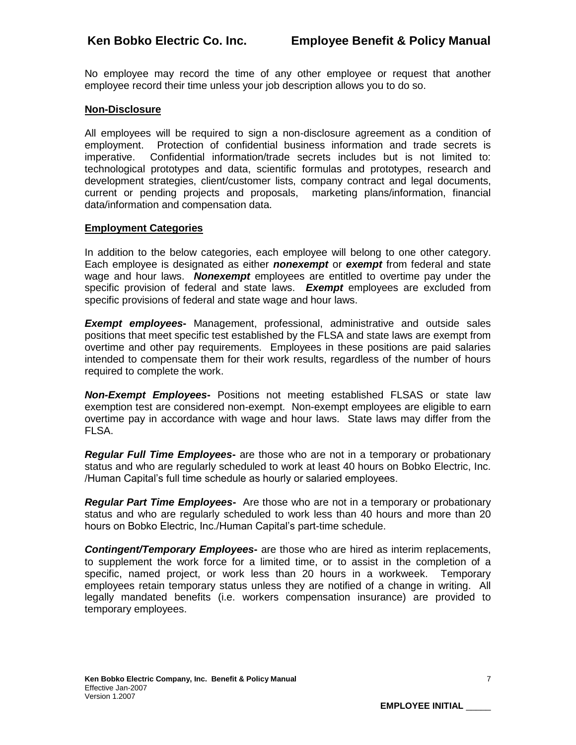No employee may record the time of any other employee or request that another employee record their time unless your job description allows you to do so.

**Non-Disclosure**

All employees will be required to sign a non-disclosure agreement as a condition of employment. Protection of confidential business information and trade secrets is imperative. Confidential information/trade secrets includes but is not limited to: technological prototypes and data, scientific formulas and prototypes, research and development strategies, client/customer lists, company contract and legal documents, current or pending projects and proposals, marketing plans/information, financial data/information and compensation data.

**Employment Categories**

In addition to the below categories, each employee will belong to one other category. Each employee is designated as either ***nonexempt*** or ***exempt*** from federal and state wage and hour laws. ***Nonexempt*** employees are entitled to overtime pay under the specific provision of federal and state laws. ***Exempt*** employees are excluded from specific provisions of federal and state wage and hour laws.

***Exempt employees-*** Management, professional, administrative and outside sales positions that meet specific test established by the FLSA and state laws are exempt from overtime and other pay requirements. Employees in these positions are paid salaries intended to compensate them for their work results, regardless of the number of hours required to complete the work.

***Non-Exempt Employees-*** Positions not meeting established FLSAS or state law exemption test are considered non-exempt. Non-exempt employees are eligible to earn overtime pay in accordance with wage and hour laws. State laws may differ from the FLSA.

***Regular Full Time Employees-*** are those who are not in a temporary or probationary status and who are regularly scheduled to work at least 40 hours on Bobko Electric, Inc. /Human Capital's full time schedule as hourly or salaried employees.

***Regular Part Time Employees-*** Are those who are not in a temporary or probationary status and who are regularly scheduled to work less than 40 hours and more than 20 hours on Bobko Electric, Inc./Human Capital's part-time schedule.

***Contingent/Temporary Employees-*** are those who are hired as interim replacements, to supplement the work force for a limited time, or to assist in the completion of a specific, named project, or work less than 20 hours in a workweek. Temporary employees retain temporary status unless they are notified of a change in writing. All legally mandated benefits (i.e. workers compensation insurance) are provided to temporary employees.

EMPLOYEE INITIAL _____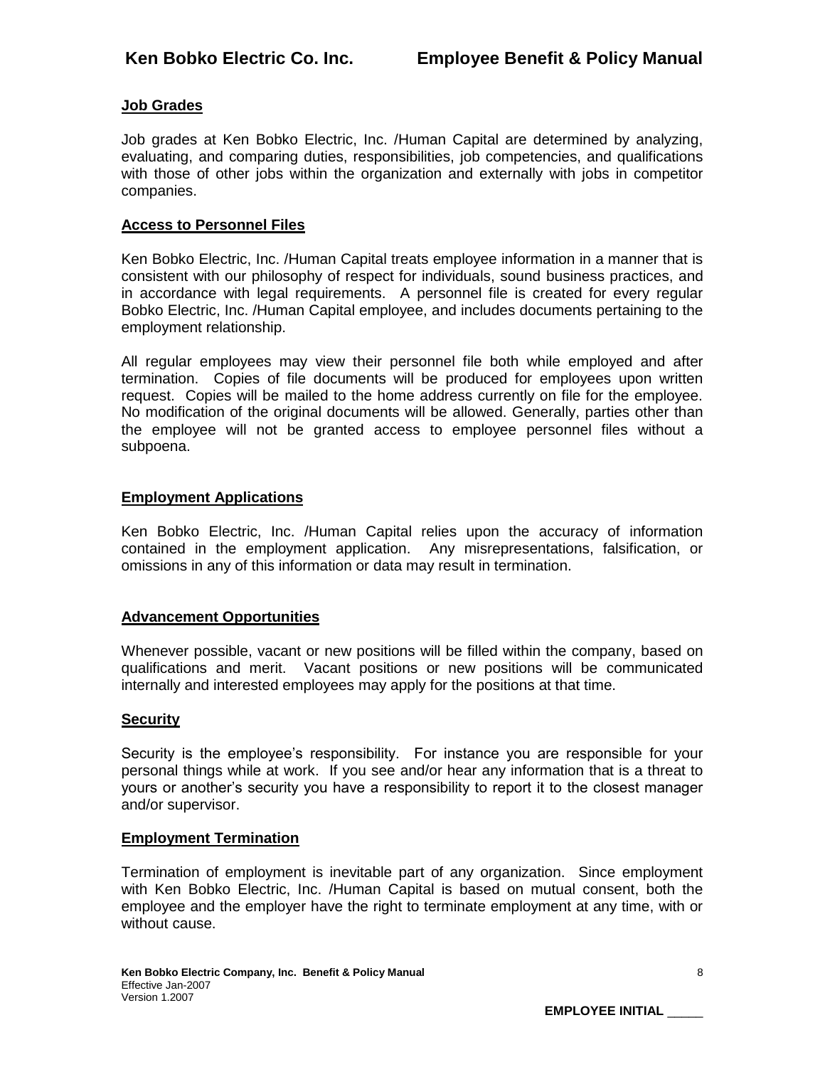## Job Grades

Job grades at Ken Bobko Electric, Inc. /Human Capital are determined by analyzing, evaluating, and comparing duties, responsibilities, job competencies, and qualifications with those of other jobs within the organization and externally with jobs in competitor companies.

## Access to Personnel Files

Ken Bobko Electric, Inc. /Human Capital treats employee information in a manner that is consistent with our philosophy of respect for individuals, sound business practices, and in accordance with legal requirements. A personnel file is created for every regular Bobko Electric, Inc. /Human Capital employee, and includes documents pertaining to the employment relationship.

All regular employees may view their personnel file both while employed and after termination. Copies of file documents will be produced for employees upon written request. Copies will be mailed to the home address currently on file for the employee. No modification of the original documents will be allowed. Generally, parties other than the employee will not be granted access to employee personnel files without a subpoena.

## Employment Applications

Ken Bobko Electric, Inc. /Human Capital relies upon the accuracy of information contained in the employment application. Any misrepresentations, falsification, or omissions in any of this information or data may result in termination.

## Advancement Opportunities

Whenever possible, vacant or new positions will be filled within the company, based on qualifications and merit. Vacant positions or new positions will be communicated internally and interested employees may apply for the positions at that time.

## Security

Security is the employee's responsibility. For instance you are responsible for your personal things while at work. If you see and/or hear any information that is a threat to yours or another's security you have a responsibility to report it to the closest manager and/or supervisor.

## Employment Termination

Termination of employment is inevitable part of any organization. Since employment with Ken Bobko Electric, Inc. /Human Capital is based on mutual consent, both the employee and the employer have the right to terminate employment at any time, with or without cause.

EMPLOYEE INITIAL _____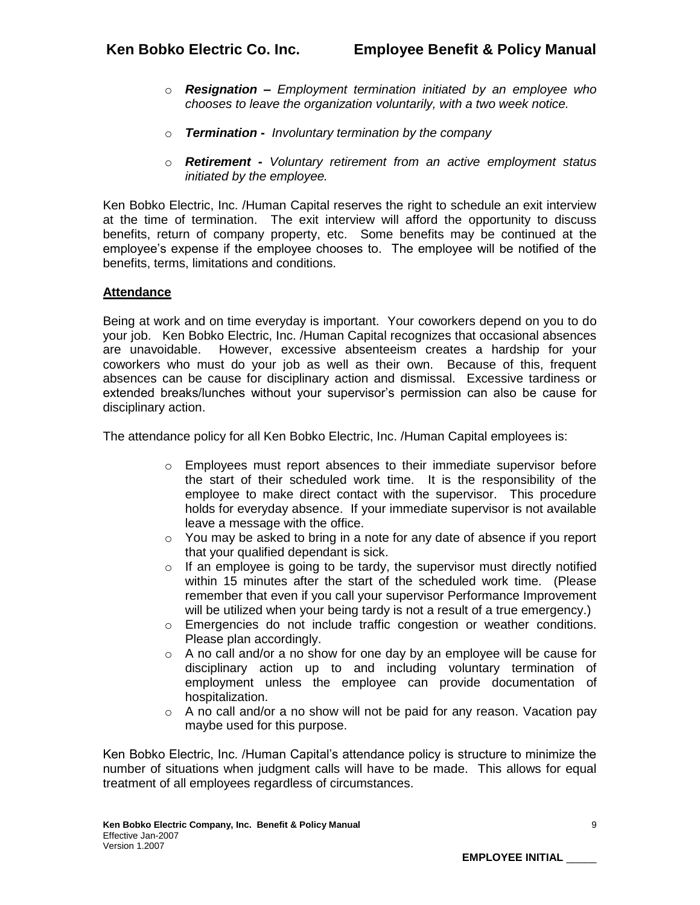- ***Resignation –*** *Employment termination initiated by an employee who chooses to leave the organization voluntarily, with a two week notice.*
- ***Termination -*** *Involuntary termination by the company*
- ***Retirement -*** *Voluntary retirement from an active employment status initiated by the employee.*

Ken Bobko Electric, Inc. /Human Capital reserves the right to schedule an exit interview at the time of termination. The exit interview will afford the opportunity to discuss benefits, return of company property, etc. Some benefits may be continued at the employee's expense if the employee chooses to. The employee will be notified of the benefits, terms, limitations and conditions.

**<u>Attendance</u>**

Being at work and on time everyday is important. Your coworkers depend on you to do your job. Ken Bobko Electric, Inc. /Human Capital recognizes that occasional absences are unavoidable. However, excessive absenteeism creates a hardship for your coworkers who must do your job as well as their own. Because of this, frequent absences can be cause for disciplinary action and dismissal. Excessive tardiness or extended breaks/lunches without your supervisor's permission can also be cause for disciplinary action.

The attendance policy for all Ken Bobko Electric, Inc. /Human Capital employees is:

- Employees must report absences to their immediate supervisor before the start of their scheduled work time. It is the responsibility of the employee to make direct contact with the supervisor. This procedure holds for everyday absence. If your immediate supervisor is not available leave a message with the office.
- You may be asked to bring in a note for any date of absence if you report that your qualified dependant is sick.
- If an employee is going to be tardy, the supervisor must directly notified within 15 minutes after the start of the scheduled work time. (Please remember that even if you call your supervisor Performance Improvement will be utilized when your being tardy is not a result of a true emergency.)
- Emergencies do not include traffic congestion or weather conditions. Please plan accordingly.
- A no call and/or a no show for one day by an employee will be cause for disciplinary action up to and including voluntary termination of employment unless the employee can provide documentation of hospitalization.
- A no call and/or a no show will not be paid for any reason. Vacation pay maybe used for this purpose.

Ken Bobko Electric, Inc. /Human Capital's attendance policy is structure to minimize the number of situations when judgment calls will have to be made. This allows for equal treatment of all employees regardless of circumstances.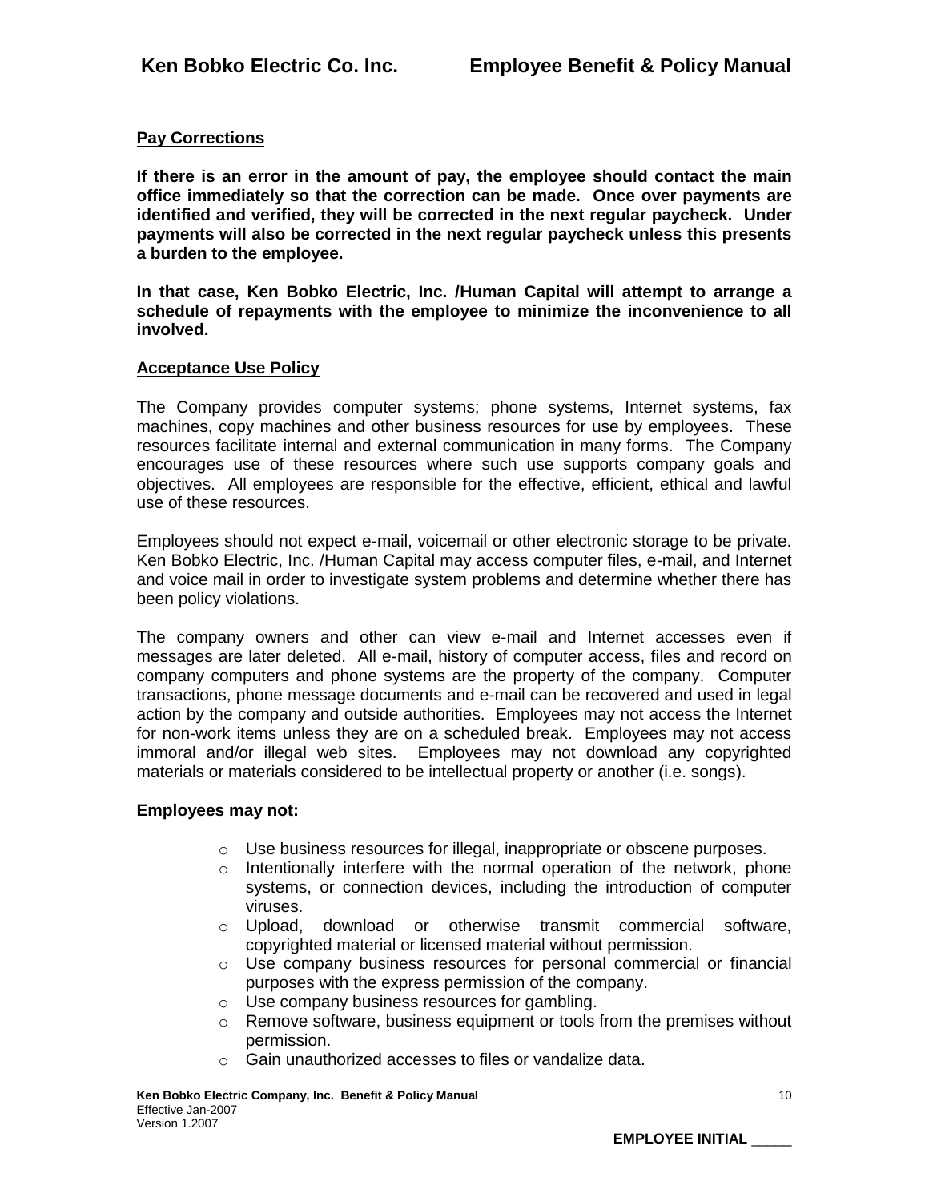## Pay Corrections

**If there is an error in the amount of pay, the employee should contact the main office immediately so that the correction can be made. Once over payments are identified and verified, they will be corrected in the next regular paycheck. Under payments will also be corrected in the next regular paycheck unless this presents a burden to the employee.**

**In that case, Ken Bobko Electric, Inc. /Human Capital will attempt to arrange a schedule of repayments with the employee to minimize the inconvenience to all involved.**

## Acceptance Use Policy

The Company provides computer systems; phone systems, Internet systems, fax machines, copy machines and other business resources for use by employees. These resources facilitate internal and external communication in many forms. The Company encourages use of these resources where such use supports company goals and objectives. All employees are responsible for the effective, efficient, ethical and lawful use of these resources.

Employees should not expect e-mail, voicemail or other electronic storage to be private. Ken Bobko Electric, Inc. /Human Capital may access computer files, e-mail, and Internet and voice mail in order to investigate system problems and determine whether there has been policy violations.

The company owners and other can view e-mail and Internet accesses even if messages are later deleted. All e-mail, history of computer access, files and record on company computers and phone systems are the property of the company. Computer transactions, phone message documents and e-mail can be recovered and used in legal action by the company and outside authorities. Employees may not access the Internet for non-work items unless they are on a scheduled break. Employees may not access immoral and/or illegal web sites. Employees may not download any copyrighted materials or materials considered to be intellectual property or another (i.e. songs).

**Employees may not:**

- Use business resources for illegal, inappropriate or obscene purposes.
- Intentionally interfere with the normal operation of the network, phone systems, or connection devices, including the introduction of computer viruses.
- Upload, download or otherwise transmit commercial software, copyrighted material or licensed material without permission.
- Use company business resources for personal commercial or financial purposes with the express permission of the company.
- Use company business resources for gambling.
- Remove software, business equipment or tools from the premises without permission.
- Gain unauthorized accesses to files or vandalize data.

**EMPLOYEE INITIAL _____**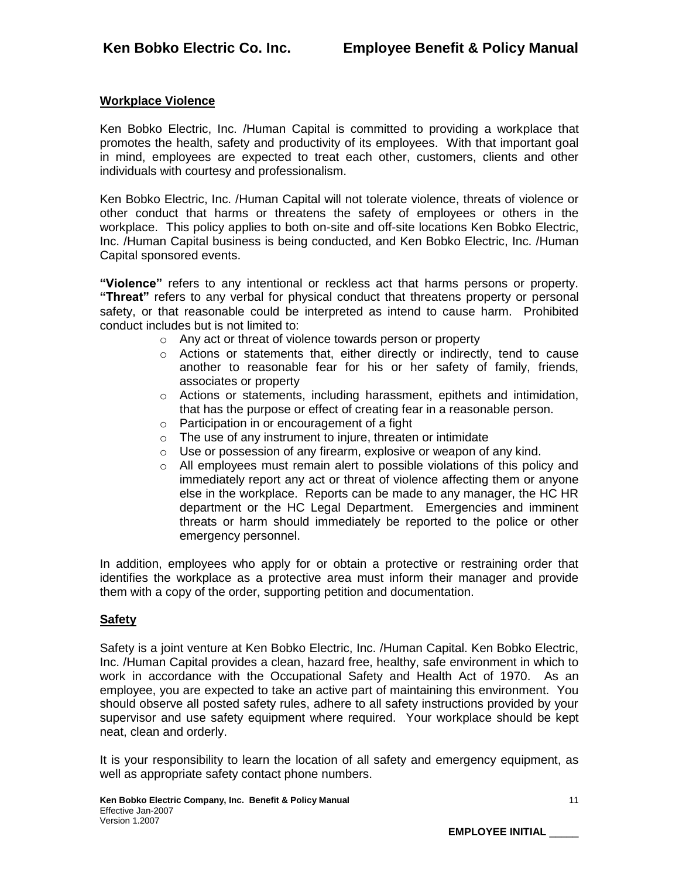## Workplace Violence

Ken Bobko Electric, Inc. /Human Capital is committed to providing a workplace that promotes the health, safety and productivity of its employees. With that important goal in mind, employees are expected to treat each other, customers, clients and other individuals with courtesy and professionalism.

Ken Bobko Electric, Inc. /Human Capital will not tolerate violence, threats of violence or other conduct that harms or threatens the safety of employees or others in the workplace. This policy applies to both on-site and off-site locations Ken Bobko Electric, Inc. /Human Capital business is being conducted, and Ken Bobko Electric, Inc. /Human Capital sponsored events.

**"Violence"** refers to any intentional or reckless act that harms persons or property. **"Threat"** refers to any verbal for physical conduct that threatens property or personal safety, or that reasonable could be interpreted as intend to cause harm. Prohibited conduct includes but is not limited to:

- Any act or threat of violence towards person or property
- Actions or statements that, either directly or indirectly, tend to cause another to reasonable fear for his or her safety of family, friends, associates or property
- Actions or statements, including harassment, epithets and intimidation, that has the purpose or effect of creating fear in a reasonable person.
- Participation in or encouragement of a fight
- The use of any instrument to injure, threaten or intimidate
- Use or possession of any firearm, explosive or weapon of any kind.
- All employees must remain alert to possible violations of this policy and immediately report any act or threat of violence affecting them or anyone else in the workplace. Reports can be made to any manager, the HC HR department or the HC Legal Department. Emergencies and imminent threats or harm should immediately be reported to the police or other emergency personnel.

In addition, employees who apply for or obtain a protective or restraining order that identifies the workplace as a protective area must inform their manager and provide them with a copy of the order, supporting petition and documentation.

## Safety

Safety is a joint venture at Ken Bobko Electric, Inc. /Human Capital. Ken Bobko Electric, Inc. /Human Capital provides a clean, hazard free, healthy, safe environment in which to work in accordance with the Occupational Safety and Health Act of 1970. As an employee, you are expected to take an active part of maintaining this environment. You should observe all posted safety rules, adhere to all safety instructions provided by your supervisor and use safety equipment where required. Your workplace should be kept neat, clean and orderly.

It is your responsibility to learn the location of all safety and emergency equipment, as well as appropriate safety contact phone numbers.

EMPLOYEE INITIAL _____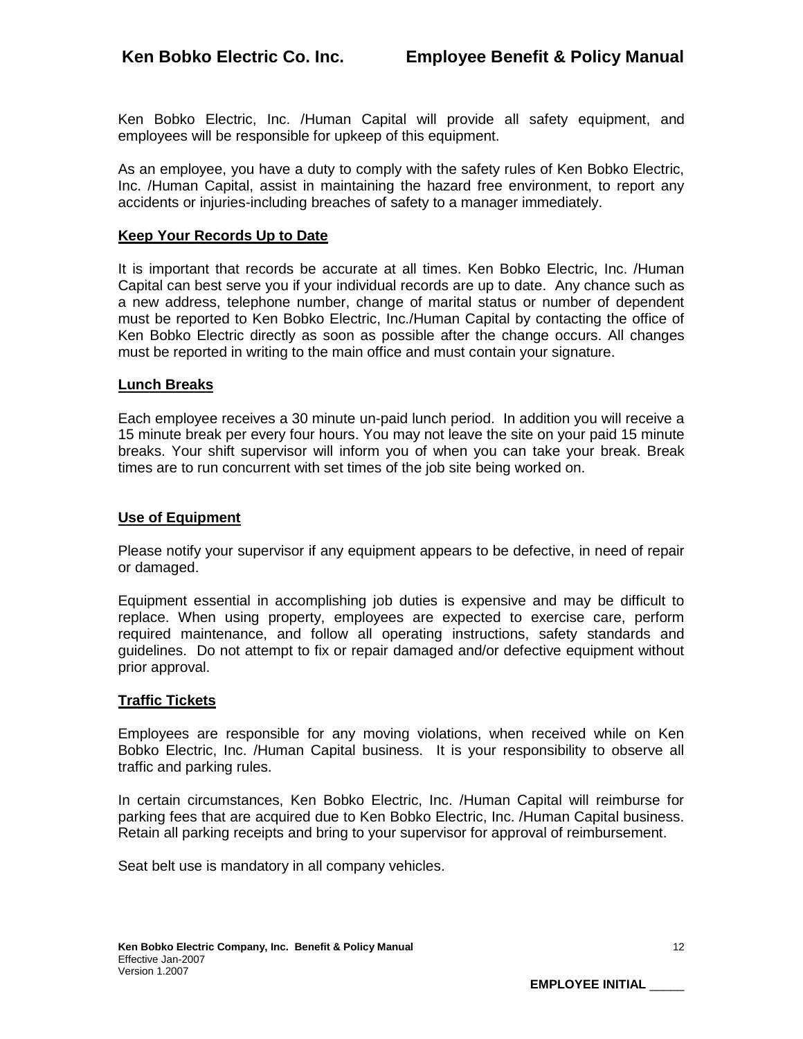Ken Bobko Electric, Inc. /Human Capital will provide all safety equipment, and employees will be responsible for upkeep of this equipment.

As an employee, you have a duty to comply with the safety rules of Ken Bobko Electric, Inc. /Human Capital, assist in maintaining the hazard free environment, to report any accidents or injuries-including breaches of safety to a manager immediately.

**Keep Your Records Up to Date**

It is important that records be accurate at all times. Ken Bobko Electric, Inc. /Human Capital can best serve you if your individual records are up to date. Any chance such as a new address, telephone number, change of marital status or number of dependent must be reported to Ken Bobko Electric, Inc./Human Capital by contacting the office of Ken Bobko Electric directly as soon as possible after the change occurs. All changes must be reported in writing to the main office and must contain your signature.

**Lunch Breaks**

Each employee receives a 30 minute un-paid lunch period. In addition you will receive a 15 minute break per every four hours. You may not leave the site on your paid 15 minute breaks. Your shift supervisor will inform you of when you can take your break. Break times are to run concurrent with set times of the job site being worked on.

**Use of Equipment**

Please notify your supervisor if any equipment appears to be defective, in need of repair or damaged.

Equipment essential in accomplishing job duties is expensive and may be difficult to replace. When using property, employees are expected to exercise care, perform required maintenance, and follow all operating instructions, safety standards and guidelines. Do not attempt to fix or repair damaged and/or defective equipment without prior approval.

**Traffic Tickets**

Employees are responsible for any moving violations, when received while on Ken Bobko Electric, Inc. /Human Capital business. It is your responsibility to observe all traffic and parking rules.

In certain circumstances, Ken Bobko Electric, Inc. /Human Capital will reimburse for parking fees that are acquired due to Ken Bobko Electric, Inc. /Human Capital business. Retain all parking receipts and bring to your supervisor for approval of reimbursement.

Seat belt use is mandatory in all company vehicles.

EMPLOYEE INITIAL _____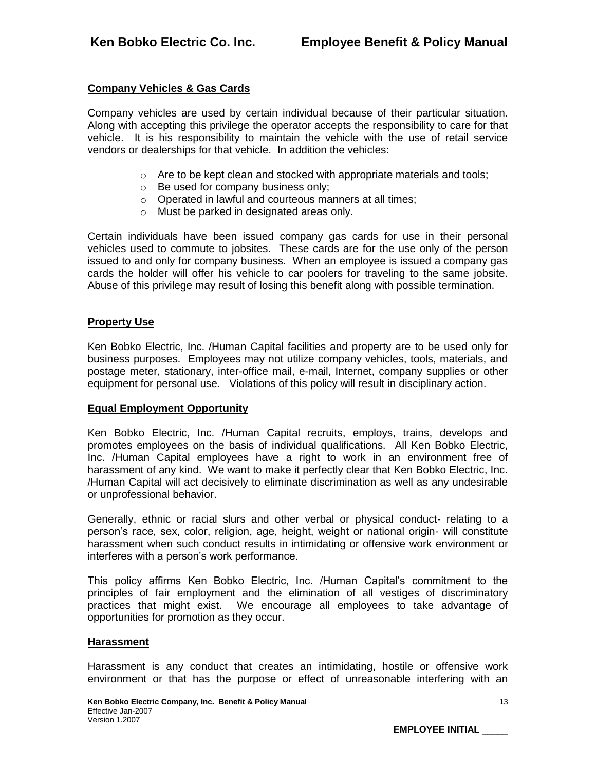## Company Vehicles & Gas Cards

Company vehicles are used by certain individual because of their particular situation. Along with accepting this privilege the operator accepts the responsibility to care for that vehicle. It is his responsibility to maintain the vehicle with the use of retail service vendors or dealerships for that vehicle. In addition the vehicles:

- Are to be kept clean and stocked with appropriate materials and tools;
- Be used for company business only;
- Operated in lawful and courteous manners at all times;
- Must be parked in designated areas only.

Certain individuals have been issued company gas cards for use in their personal vehicles used to commute to jobsites. These cards are for the use only of the person issued to and only for company business. When an employee is issued a company gas cards the holder will offer his vehicle to car poolers for traveling to the same jobsite. Abuse of this privilege may result of losing this benefit along with possible termination.

## Property Use

Ken Bobko Electric, Inc. /Human Capital facilities and property are to be used only for business purposes. Employees may not utilize company vehicles, tools, materials, and postage meter, stationary, inter-office mail, e-mail, Internet, company supplies or other equipment for personal use. Violations of this policy will result in disciplinary action.

## Equal Employment Opportunity

Ken Bobko Electric, Inc. /Human Capital recruits, employs, trains, develops and promotes employees on the basis of individual qualifications. All Ken Bobko Electric, Inc. /Human Capital employees have a right to work in an environment free of harassment of any kind. We want to make it perfectly clear that Ken Bobko Electric, Inc. /Human Capital will act decisively to eliminate discrimination as well as any undesirable or unprofessional behavior.

Generally, ethnic or racial slurs and other verbal or physical conduct- relating to a person's race, sex, color, religion, age, height, weight or national origin- will constitute harassment when such conduct results in intimidating or offensive work environment or interferes with a person's work performance.

This policy affirms Ken Bobko Electric, Inc. /Human Capital's commitment to the principles of fair employment and the elimination of all vestiges of discriminatory practices that might exist. We encourage all employees to take advantage of opportunities for promotion as they occur.

## Harassment

Harassment is any conduct that creates an intimidating, hostile or offensive work environment or that has the purpose or effect of unreasonable interfering with an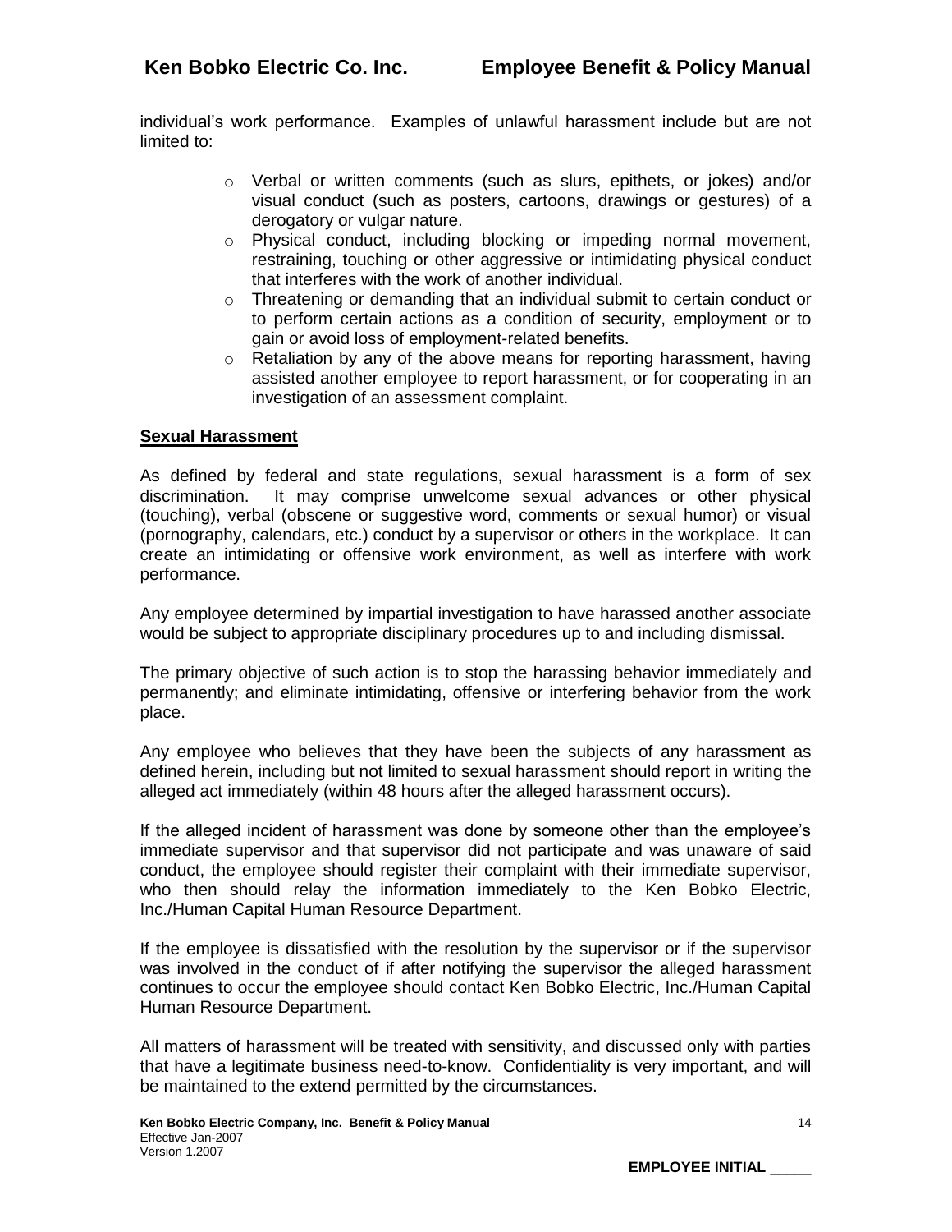individual's work performance. Examples of unlawful harassment include but are not limited to:

- Verbal or written comments (such as slurs, epithets, or jokes) and/or visual conduct (such as posters, cartoons, drawings or gestures) of a derogatory or vulgar nature.
- Physical conduct, including blocking or impeding normal movement, restraining, touching or other aggressive or intimidating physical conduct that interferes with the work of another individual.
- Threatening or demanding that an individual submit to certain conduct or to perform certain actions as a condition of security, employment or to gain or avoid loss of employment-related benefits.
- Retaliation by any of the above means for reporting harassment, having assisted another employee to report harassment, or for cooperating in an investigation of an assessment complaint.

## Sexual Harassment

As defined by federal and state regulations, sexual harassment is a form of sex discrimination. It may comprise unwelcome sexual advances or other physical (touching), verbal (obscene or suggestive word, comments or sexual humor) or visual (pornography, calendars, etc.) conduct by a supervisor or others in the workplace. It can create an intimidating or offensive work environment, as well as interfere with work performance.

Any employee determined by impartial investigation to have harassed another associate would be subject to appropriate disciplinary procedures up to and including dismissal.

The primary objective of such action is to stop the harassing behavior immediately and permanently; and eliminate intimidating, offensive or interfering behavior from the work place.

Any employee who believes that they have been the subjects of any harassment as defined herein, including but not limited to sexual harassment should report in writing the alleged act immediately (within 48 hours after the alleged harassment occurs).

If the alleged incident of harassment was done by someone other than the employee's immediate supervisor and that supervisor did not participate and was unaware of said conduct, the employee should register their complaint with their immediate supervisor, who then should relay the information immediately to the Ken Bobko Electric, Inc./Human Capital Human Resource Department.

If the employee is dissatisfied with the resolution by the supervisor or if the supervisor was involved in the conduct of if after notifying the supervisor the alleged harassment continues to occur the employee should contact Ken Bobko Electric, Inc./Human Capital Human Resource Department.

All matters of harassment will be treated with sensitivity, and discussed only with parties that have a legitimate business need-to-know. Confidentiality is very important, and will be maintained to the extend permitted by the circumstances.

**EMPLOYEE INITIAL _____**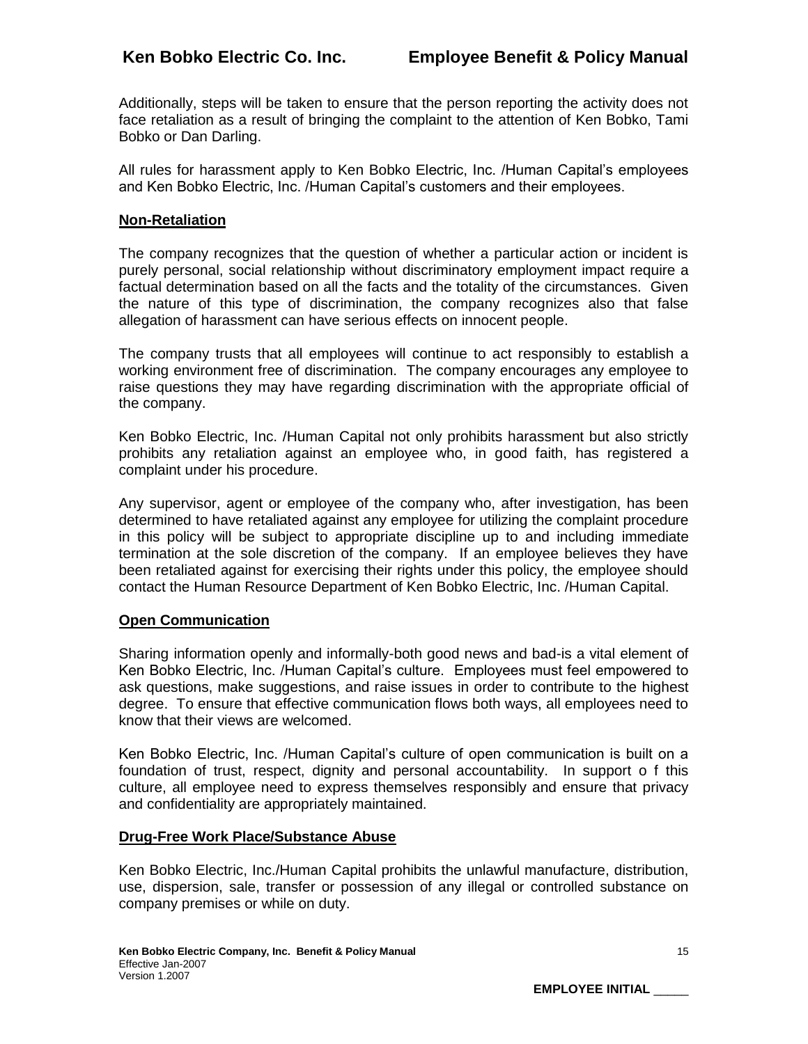Additionally, steps will be taken to ensure that the person reporting the activity does not face retaliation as a result of bringing the complaint to the attention of Ken Bobko, Tami Bobko or Dan Darling.

All rules for harassment apply to Ken Bobko Electric, Inc. /Human Capital's employees and Ken Bobko Electric, Inc. /Human Capital's customers and their employees.

**Non-Retaliation**

The company recognizes that the question of whether a particular action or incident is purely personal, social relationship without discriminatory employment impact require a factual determination based on all the facts and the totality of the circumstances. Given the nature of this type of discrimination, the company recognizes also that false allegation of harassment can have serious effects on innocent people.

The company trusts that all employees will continue to act responsibly to establish a working environment free of discrimination. The company encourages any employee to raise questions they may have regarding discrimination with the appropriate official of the company.

Ken Bobko Electric, Inc. /Human Capital not only prohibits harassment but also strictly prohibits any retaliation against an employee who, in good faith, has registered a complaint under his procedure.

Any supervisor, agent or employee of the company who, after investigation, has been determined to have retaliated against any employee for utilizing the complaint procedure in this policy will be subject to appropriate discipline up to and including immediate termination at the sole discretion of the company. If an employee believes they have been retaliated against for exercising their rights under this policy, the employee should contact the Human Resource Department of Ken Bobko Electric, Inc. /Human Capital.

**Open Communication**

Sharing information openly and informally-both good news and bad-is a vital element of Ken Bobko Electric, Inc. /Human Capital's culture. Employees must feel empowered to ask questions, make suggestions, and raise issues in order to contribute to the highest degree. To ensure that effective communication flows both ways, all employees need to know that their views are welcomed.

Ken Bobko Electric, Inc. /Human Capital's culture of open communication is built on a foundation of trust, respect, dignity and personal accountability. In support o f this culture, all employee need to express themselves responsibly and ensure that privacy and confidentiality are appropriately maintained.

**Drug-Free Work Place/Substance Abuse**

Ken Bobko Electric, Inc./Human Capital prohibits the unlawful manufacture, distribution, use, dispersion, sale, transfer or possession of any illegal or controlled substance on company premises or while on duty.

**Ken Bobko Electric Company, Inc. Benefit & Policy Manual**
Effective Jan-2007
Version 1.2007

**EMPLOYEE INITIAL \_\_\_\_\_**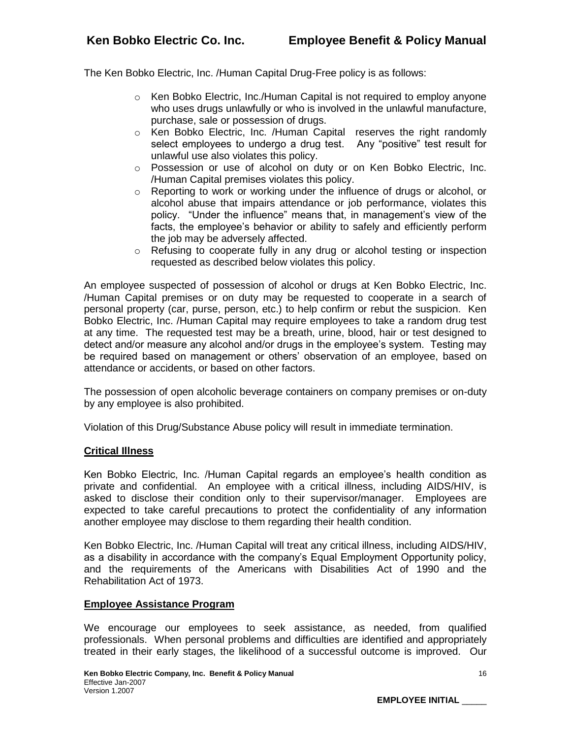The Ken Bobko Electric, Inc. /Human Capital Drug-Free policy is as follows:

- Ken Bobko Electric, Inc./Human Capital is not required to employ anyone who uses drugs unlawfully or who is involved in the unlawful manufacture, purchase, sale or possession of drugs.
- Ken Bobko Electric, Inc. /Human Capital reserves the right randomly select employees to undergo a drug test. Any "positive" test result for unlawful use also violates this policy.
- Possession or use of alcohol on duty or on Ken Bobko Electric, Inc. /Human Capital premises violates this policy.
- Reporting to work or working under the influence of drugs or alcohol, or alcohol abuse that impairs attendance or job performance, violates this policy. "Under the influence" means that, in management's view of the facts, the employee's behavior or ability to safely and efficiently perform the job may be adversely affected.
- Refusing to cooperate fully in any drug or alcohol testing or inspection requested as described below violates this policy.

An employee suspected of possession of alcohol or drugs at Ken Bobko Electric, Inc. /Human Capital premises or on duty may be requested to cooperate in a search of personal property (car, purse, person, etc.) to help confirm or rebut the suspicion. Ken Bobko Electric, Inc. /Human Capital may require employees to take a random drug test at any time. The requested test may be a breath, urine, blood, hair or test designed to detect and/or measure any alcohol and/or drugs in the employee's system. Testing may be required based on management or others' observation of an employee, based on attendance or accidents, or based on other factors.

The possession of open alcoholic beverage containers on company premises or on-duty by any employee is also prohibited.

Violation of this Drug/Substance Abuse policy will result in immediate termination.

## Critical Illness

Ken Bobko Electric, Inc. /Human Capital regards an employee's health condition as private and confidential. An employee with a critical illness, including AIDS/HIV, is asked to disclose their condition only to their supervisor/manager. Employees are expected to take careful precautions to protect the confidentiality of any information another employee may disclose to them regarding their health condition.

Ken Bobko Electric, Inc. /Human Capital will treat any critical illness, including AIDS/HIV, as a disability in accordance with the company's Equal Employment Opportunity policy, and the requirements of the Americans with Disabilities Act of 1990 and the Rehabilitation Act of 1973.

## Employee Assistance Program

We encourage our employees to seek assistance, as needed, from qualified professionals. When personal problems and difficulties are identified and appropriately treated in their early stages, the likelihood of a successful outcome is improved. Our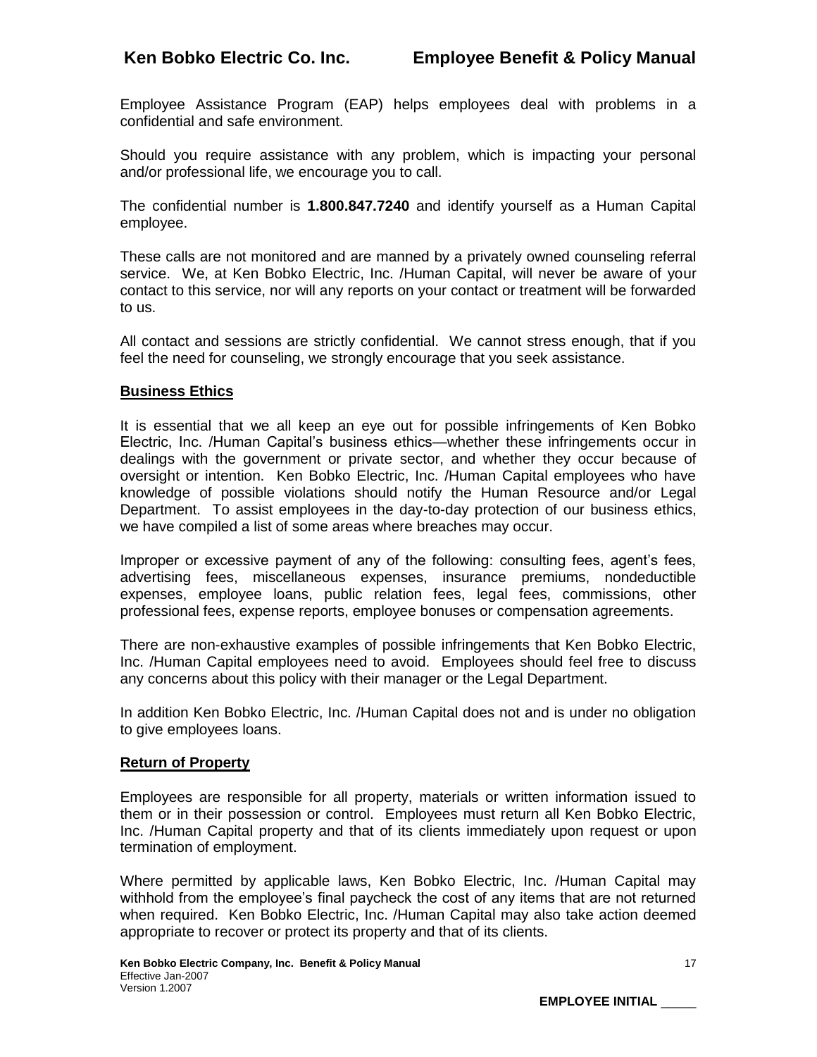Employee Assistance Program (EAP) helps employees deal with problems in a confidential and safe environment.

Should you require assistance with any problem, which is impacting your personal and/or professional life, we encourage you to call.

The confidential number is **1.800.847.7240** and identify yourself as a Human Capital employee.

These calls are not monitored and are manned by a privately owned counseling referral service. We, at Ken Bobko Electric, Inc. /Human Capital, will never be aware of your contact to this service, nor will any reports on your contact or treatment will be forwarded to us.

All contact and sessions are strictly confidential. We cannot stress enough, that if you feel the need for counseling, we strongly encourage that you seek assistance.

## Business Ethics

It is essential that we all keep an eye out for possible infringements of Ken Bobko Electric, Inc. /Human Capital's business ethics—whether these infringements occur in dealings with the government or private sector, and whether they occur because of oversight or intention. Ken Bobko Electric, Inc. /Human Capital employees who have knowledge of possible violations should notify the Human Resource and/or Legal Department. To assist employees in the day-to-day protection of our business ethics, we have compiled a list of some areas where breaches may occur.

Improper or excessive payment of any of the following: consulting fees, agent's fees, advertising fees, miscellaneous expenses, insurance premiums, nondeductible expenses, employee loans, public relation fees, legal fees, commissions, other professional fees, expense reports, employee bonuses or compensation agreements.

There are non-exhaustive examples of possible infringements that Ken Bobko Electric, Inc. /Human Capital employees need to avoid. Employees should feel free to discuss any concerns about this policy with their manager or the Legal Department.

In addition Ken Bobko Electric, Inc. /Human Capital does not and is under no obligation to give employees loans.

## Return of Property

Employees are responsible for all property, materials or written information issued to them or in their possession or control. Employees must return all Ken Bobko Electric, Inc. /Human Capital property and that of its clients immediately upon request or upon termination of employment.

Where permitted by applicable laws, Ken Bobko Electric, Inc. /Human Capital may withhold from the employee's final paycheck the cost of any items that are not returned when required. Ken Bobko Electric, Inc. /Human Capital may also take action deemed appropriate to recover or protect its property and that of its clients.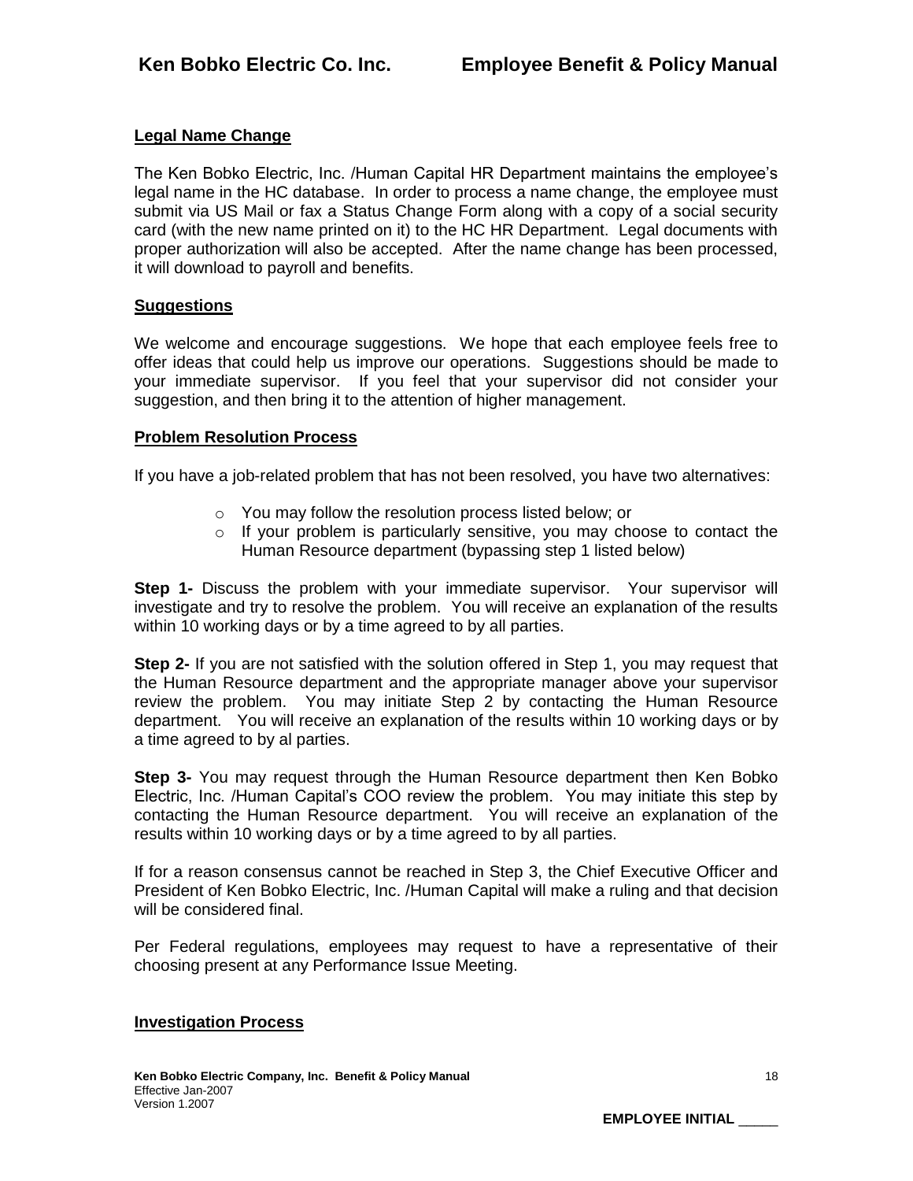## Legal Name Change

The Ken Bobko Electric, Inc. /Human Capital HR Department maintains the employee's legal name in the HC database. In order to process a name change, the employee must submit via US Mail or fax a Status Change Form along with a copy of a social security card (with the new name printed on it) to the HC HR Department. Legal documents with proper authorization will also be accepted. After the name change has been processed, it will download to payroll and benefits.

## Suggestions

We welcome and encourage suggestions. We hope that each employee feels free to offer ideas that could help us improve our operations. Suggestions should be made to your immediate supervisor. If you feel that your supervisor did not consider your suggestion, and then bring it to the attention of higher management.

## Problem Resolution Process

If you have a job-related problem that has not been resolved, you have two alternatives:

- You may follow the resolution process listed below; or
- If your problem is particularly sensitive, you may choose to contact the Human Resource department (bypassing step 1 listed below)

**Step 1-** Discuss the problem with your immediate supervisor. Your supervisor will investigate and try to resolve the problem. You will receive an explanation of the results within 10 working days or by a time agreed to by all parties.

**Step 2-** If you are not satisfied with the solution offered in Step 1, you may request that the Human Resource department and the appropriate manager above your supervisor review the problem. You may initiate Step 2 by contacting the Human Resource department. You will receive an explanation of the results within 10 working days or by a time agreed to by al parties.

**Step 3-** You may request through the Human Resource department then Ken Bobko Electric, Inc. /Human Capital's COO review the problem. You may initiate this step by contacting the Human Resource department. You will receive an explanation of the results within 10 working days or by a time agreed to by all parties.

If for a reason consensus cannot be reached in Step 3, the Chief Executive Officer and President of Ken Bobko Electric, Inc. /Human Capital will make a ruling and that decision will be considered final.

Per Federal regulations, employees may request to have a representative of their choosing present at any Performance Issue Meeting.

## Investigation Process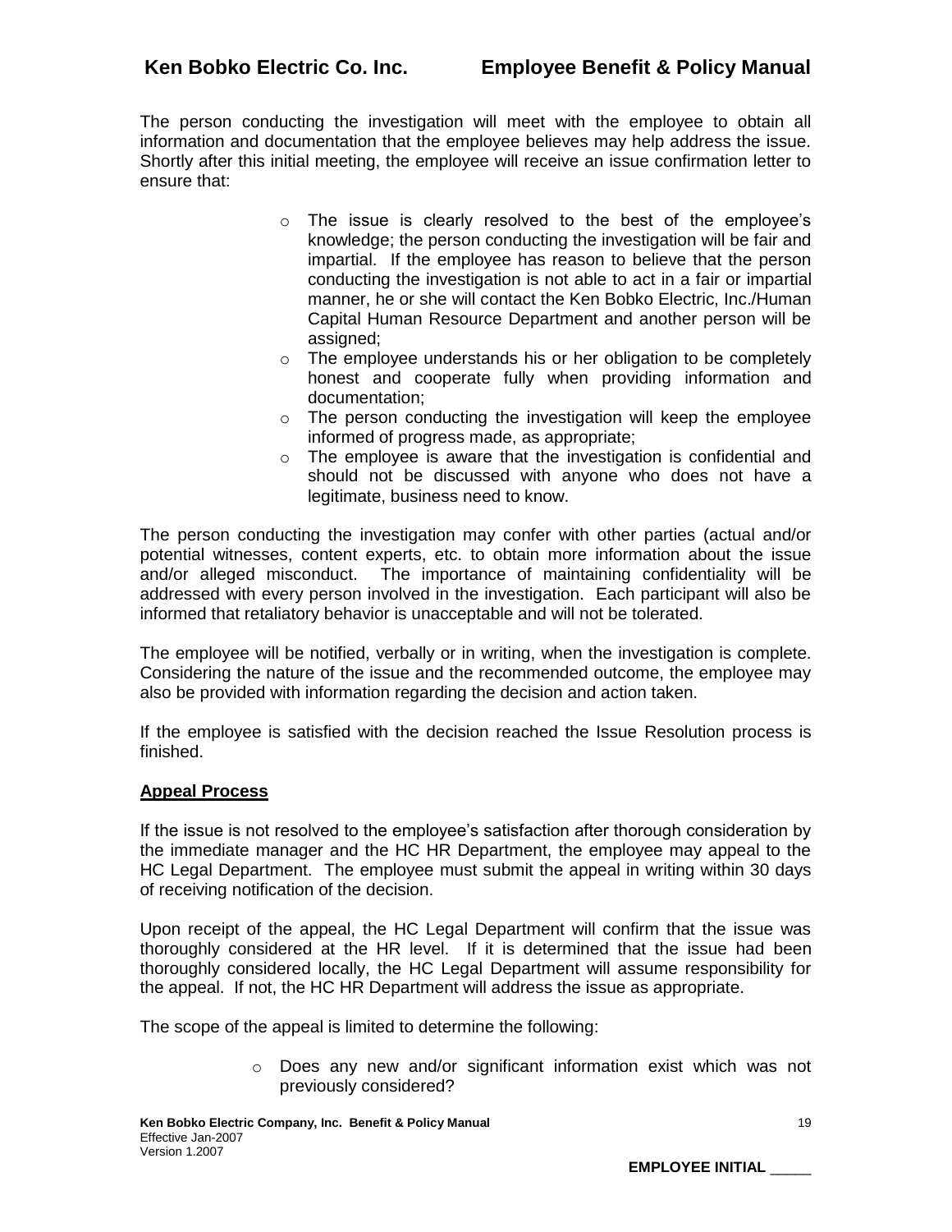The person conducting the investigation will meet with the employee to obtain all information and documentation that the employee believes may help address the issue. Shortly after this initial meeting, the employee will receive an issue confirmation letter to ensure that:

- The issue is clearly resolved to the best of the employee's knowledge; the person conducting the investigation will be fair and impartial. If the employee has reason to believe that the person conducting the investigation is not able to act in a fair or impartial manner, he or she will contact the Ken Bobko Electric, Inc./Human Capital Human Resource Department and another person will be assigned;
- The employee understands his or her obligation to be completely honest and cooperate fully when providing information and documentation;
- The person conducting the investigation will keep the employee informed of progress made, as appropriate;
- The employee is aware that the investigation is confidential and should not be discussed with anyone who does not have a legitimate, business need to know.

The person conducting the investigation may confer with other parties (actual and/or potential witnesses, content experts, etc. to obtain more information about the issue and/or alleged misconduct. The importance of maintaining confidentiality will be addressed with every person involved in the investigation. Each participant will also be informed that retaliatory behavior is unacceptable and will not be tolerated.

The employee will be notified, verbally or in writing, when the investigation is complete. Considering the nature of the issue and the recommended outcome, the employee may also be provided with information regarding the decision and action taken.

If the employee is satisfied with the decision reached the Issue Resolution process is finished.

**Appeal Process**

If the issue is not resolved to the employee's satisfaction after thorough consideration by the immediate manager and the HC HR Department, the employee may appeal to the HC Legal Department. The employee must submit the appeal in writing within 30 days of receiving notification of the decision.

Upon receipt of the appeal, the HC Legal Department will confirm that the issue was thoroughly considered at the HR level. If it is determined that the issue had been thoroughly considered locally, the HC Legal Department will assume responsibility for the appeal. If not, the HC HR Department will address the issue as appropriate.

The scope of the appeal is limited to determine the following:

- Does any new and/or significant information exist which was not previously considered?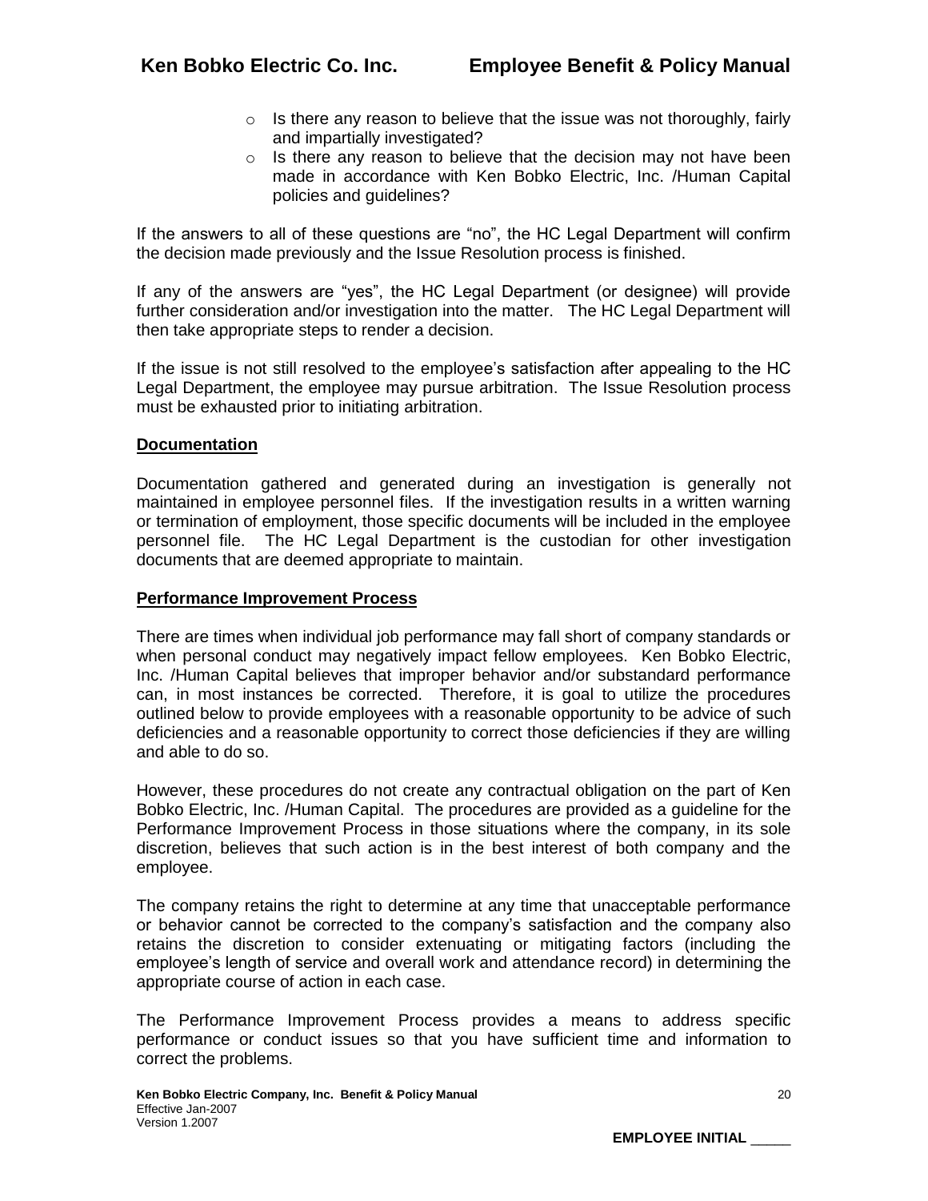- Is there any reason to believe that the issue was not thoroughly, fairly and impartially investigated?
- Is there any reason to believe that the decision may not have been made in accordance with Ken Bobko Electric, Inc. /Human Capital policies and guidelines?

If the answers to all of these questions are "no", the HC Legal Department will confirm the decision made previously and the Issue Resolution process is finished.

If any of the answers are "yes", the HC Legal Department (or designee) will provide further consideration and/or investigation into the matter. The HC Legal Department will then take appropriate steps to render a decision.

If the issue is not still resolved to the employee's satisfaction after appealing to the HC Legal Department, the employee may pursue arbitration. The Issue Resolution process must be exhausted prior to initiating arbitration.

**Documentation**

Documentation gathered and generated during an investigation is generally not maintained in employee personnel files. If the investigation results in a written warning or termination of employment, those specific documents will be included in the employee personnel file. The HC Legal Department is the custodian for other investigation documents that are deemed appropriate to maintain.

**Performance Improvement Process**

There are times when individual job performance may fall short of company standards or when personal conduct may negatively impact fellow employees. Ken Bobko Electric, Inc. /Human Capital believes that improper behavior and/or substandard performance can, in most instances be corrected. Therefore, it is goal to utilize the procedures outlined below to provide employees with a reasonable opportunity to be advice of such deficiencies and a reasonable opportunity to correct those deficiencies if they are willing and able to do so.

However, these procedures do not create any contractual obligation on the part of Ken Bobko Electric, Inc. /Human Capital. The procedures are provided as a guideline for the Performance Improvement Process in those situations where the company, in its sole discretion, believes that such action is in the best interest of both company and the employee.

The company retains the right to determine at any time that unacceptable performance or behavior cannot be corrected to the company's satisfaction and the company also retains the discretion to consider extenuating or mitigating factors (including the employee's length of service and overall work and attendance record) in determining the appropriate course of action in each case.

The Performance Improvement Process provides a means to address specific performance or conduct issues so that you have sufficient time and information to correct the problems.

EMPLOYEE INITIAL _____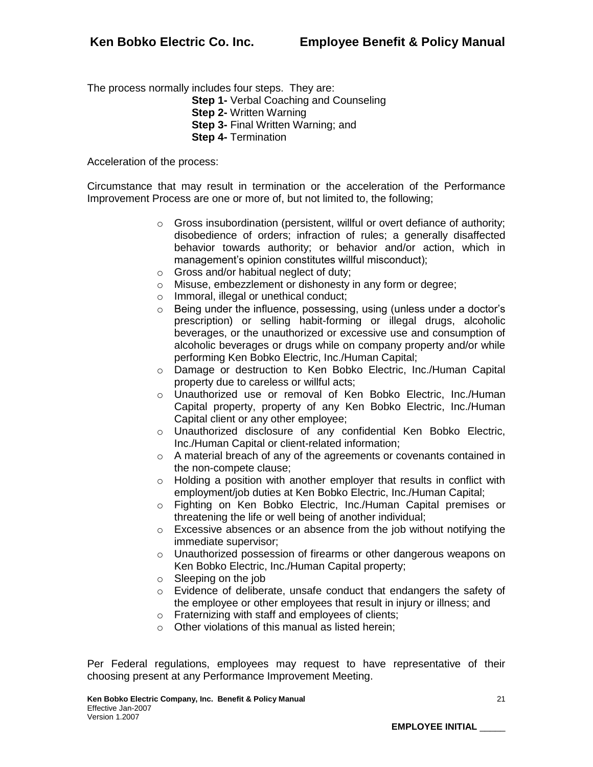The process normally includes four steps. They are:

**Step 1-** Verbal Coaching and Counseling
**Step 2-** Written Warning
**Step 3-** Final Written Warning; and
**Step 4-** Termination

Acceleration of the process:

Circumstance that may result in termination or the acceleration of the Performance Improvement Process are one or more of, but not limited to, the following;

- Gross insubordination (persistent, willful or overt defiance of authority; disobedience of orders; infraction of rules; a generally disaffected behavior towards authority; or behavior and/or action, which in management's opinion constitutes willful misconduct);
- Gross and/or habitual neglect of duty;
- Misuse, embezzlement or dishonesty in any form or degree;
- Immoral, illegal or unethical conduct;
- Being under the influence, possessing, using (unless under a doctor's prescription) or selling habit-forming or illegal drugs, alcoholic beverages, or the unauthorized or excessive use and consumption of alcoholic beverages or drugs while on company property and/or while performing Ken Bobko Electric, Inc./Human Capital;
- Damage or destruction to Ken Bobko Electric, Inc./Human Capital property due to careless or willful acts;
- Unauthorized use or removal of Ken Bobko Electric, Inc./Human Capital property, property of any Ken Bobko Electric, Inc./Human Capital client or any other employee;
- Unauthorized disclosure of any confidential Ken Bobko Electric, Inc./Human Capital or client-related information;
- A material breach of any of the agreements or covenants contained in the non-compete clause;
- Holding a position with another employer that results in conflict with employment/job duties at Ken Bobko Electric, Inc./Human Capital;
- Fighting on Ken Bobko Electric, Inc./Human Capital premises or threatening the life or well being of another individual;
- Excessive absences or an absence from the job without notifying the immediate supervisor;
- Unauthorized possession of firearms or other dangerous weapons on Ken Bobko Electric, Inc./Human Capital property;
- Sleeping on the job
- Evidence of deliberate, unsafe conduct that endangers the safety of the employee or other employees that result in injury or illness; and
- Fraternizing with staff and employees of clients;
- Other violations of this manual as listed herein;

Per Federal regulations, employees may request to have representative of their choosing present at any Performance Improvement Meeting.

**EMPLOYEE INITIAL** _____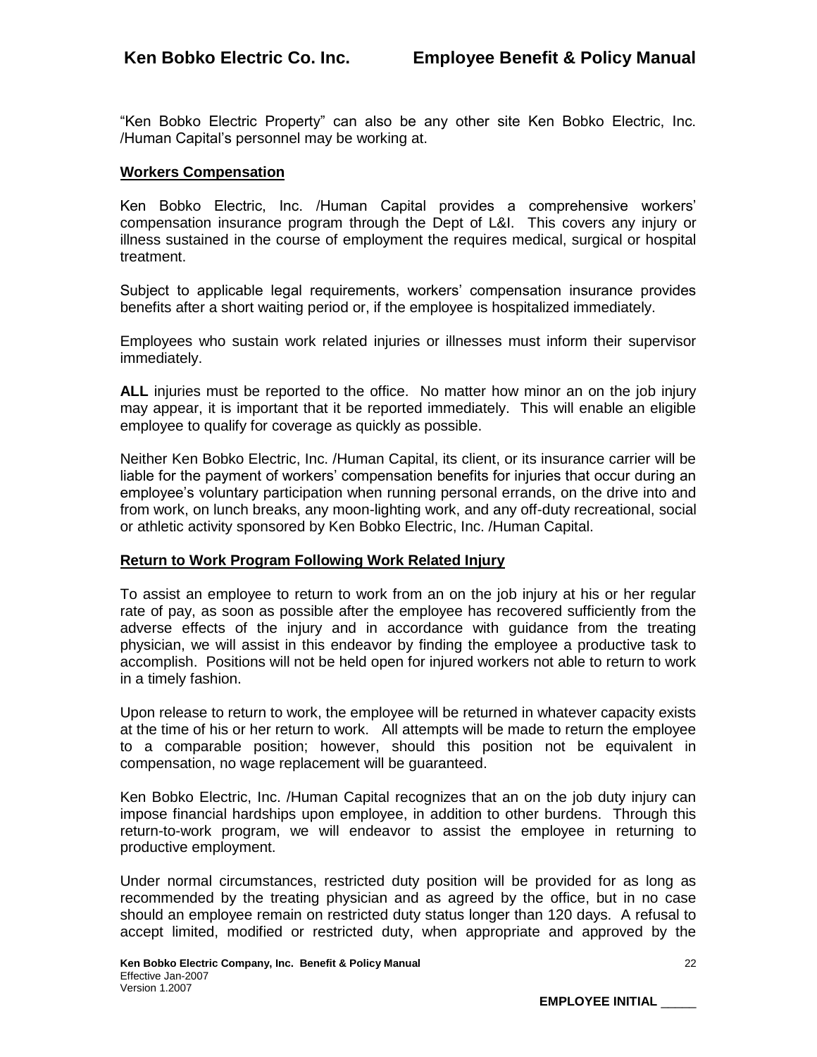"Ken Bobko Electric Property" can also be any other site Ken Bobko Electric, Inc. /Human Capital's personnel may be working at.

**Workers Compensation**

Ken Bobko Electric, Inc. /Human Capital provides a comprehensive workers' compensation insurance program through the Dept of L&I. This covers any injury or illness sustained in the course of employment the requires medical, surgical or hospital treatment.

Subject to applicable legal requirements, workers' compensation insurance provides benefits after a short waiting period or, if the employee is hospitalized immediately.

Employees who sustain work related injuries or illnesses must inform their supervisor immediately.

**ALL** injuries must be reported to the office. No matter how minor an on the job injury may appear, it is important that it be reported immediately. This will enable an eligible employee to qualify for coverage as quickly as possible.

Neither Ken Bobko Electric, Inc. /Human Capital, its client, or its insurance carrier will be liable for the payment of workers' compensation benefits for injuries that occur during an employee's voluntary participation when running personal errands, on the drive into and from work, on lunch breaks, any moon-lighting work, and any off-duty recreational, social or athletic activity sponsored by Ken Bobko Electric, Inc. /Human Capital.

**Return to Work Program Following Work Related Injury**

To assist an employee to return to work from an on the job injury at his or her regular rate of pay, as soon as possible after the employee has recovered sufficiently from the adverse effects of the injury and in accordance with guidance from the treating physician, we will assist in this endeavor by finding the employee a productive task to accomplish. Positions will not be held open for injured workers not able to return to work in a timely fashion.

Upon release to return to work, the employee will be returned in whatever capacity exists at the time of his or her return to work. All attempts will be made to return the employee to a comparable position; however, should this position not be equivalent in compensation, no wage replacement will be guaranteed.

Ken Bobko Electric, Inc. /Human Capital recognizes that an on the job duty injury can impose financial hardships upon employee, in addition to other burdens. Through this return-to-work program, we will endeavor to assist the employee in returning to productive employment.

Under normal circumstances, restricted duty position will be provided for as long as recommended by the treating physician and as agreed by the office, but in no case should an employee remain on restricted duty status longer than 120 days. A refusal to accept limited, modified or restricted duty, when appropriate and approved by the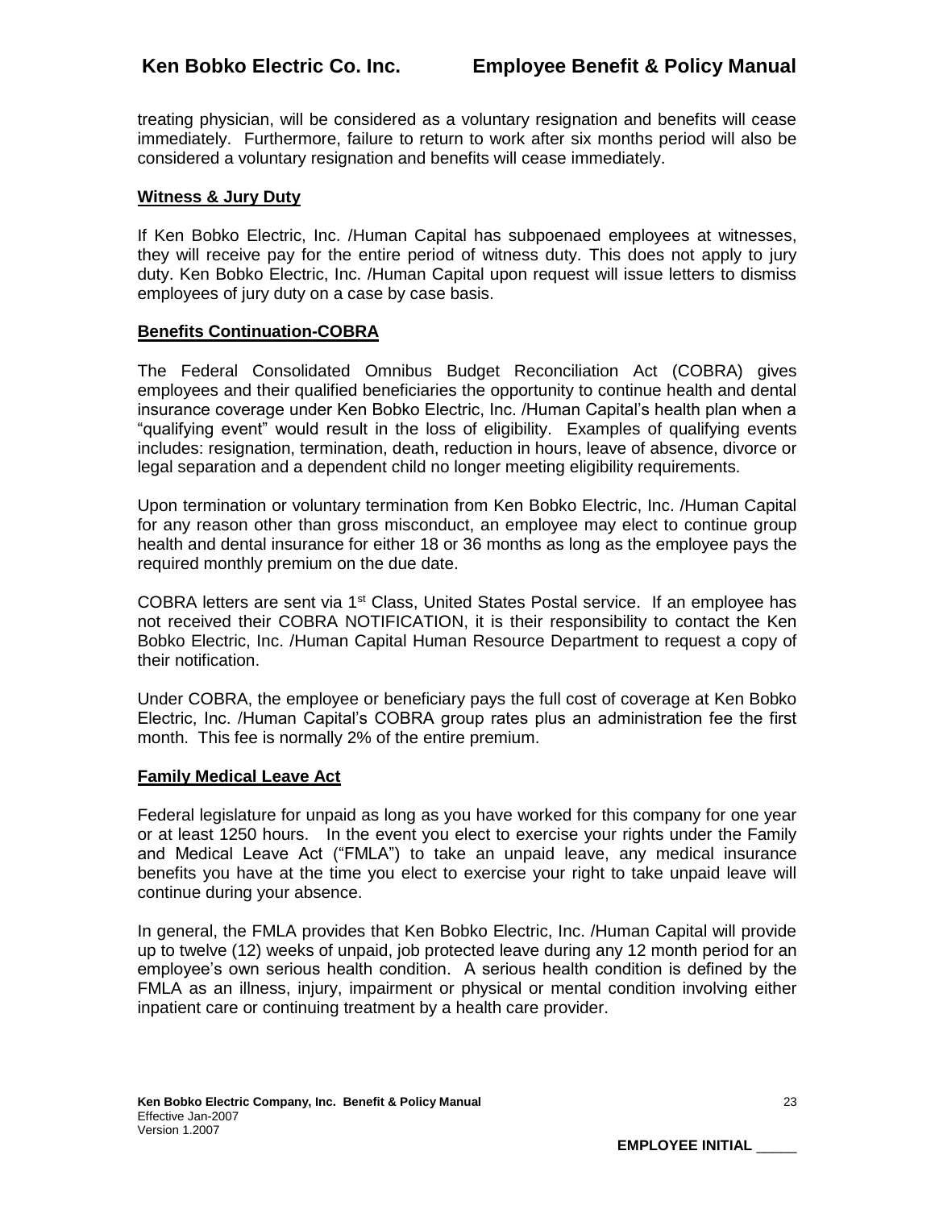treating physician, will be considered as a voluntary resignation and benefits will cease immediately. Furthermore, failure to return to work after six months period will also be considered a voluntary resignation and benefits will cease immediately.

**Witness & Jury Duty**

If Ken Bobko Electric, Inc. /Human Capital has subpoenaed employees at witnesses, they will receive pay for the entire period of witness duty. This does not apply to jury duty. Ken Bobko Electric, Inc. /Human Capital upon request will issue letters to dismiss employees of jury duty on a case by case basis.

**Benefits Continuation-COBRA**

The Federal Consolidated Omnibus Budget Reconciliation Act (COBRA) gives employees and their qualified beneficiaries the opportunity to continue health and dental insurance coverage under Ken Bobko Electric, Inc. /Human Capital's health plan when a "qualifying event" would result in the loss of eligibility. Examples of qualifying events includes: resignation, termination, death, reduction in hours, leave of absence, divorce or legal separation and a dependent child no longer meeting eligibility requirements.

Upon termination or voluntary termination from Ken Bobko Electric, Inc. /Human Capital for any reason other than gross misconduct, an employee may elect to continue group health and dental insurance for either 18 or 36 months as long as the employee pays the required monthly premium on the due date.

COBRA letters are sent via 1st Class, United States Postal service. If an employee has not received their COBRA NOTIFICATION, it is their responsibility to contact the Ken Bobko Electric, Inc. /Human Capital Human Resource Department to request a copy of their notification.

Under COBRA, the employee or beneficiary pays the full cost of coverage at Ken Bobko Electric, Inc. /Human Capital's COBRA group rates plus an administration fee the first month. This fee is normally 2% of the entire premium.

**Family Medical Leave Act**

Federal legislature for unpaid as long as you have worked for this company for one year or at least 1250 hours. In the event you elect to exercise your rights under the Family and Medical Leave Act ("FMLA") to take an unpaid leave, any medical insurance benefits you have at the time you elect to exercise your right to take unpaid leave will continue during your absence.

In general, the FMLA provides that Ken Bobko Electric, Inc. /Human Capital will provide up to twelve (12) weeks of unpaid, job protected leave during any 12 month period for an employee's own serious health condition. A serious health condition is defined by the FMLA as an illness, injury, impairment or physical or mental condition involving either inpatient care or continuing treatment by a health care provider.

EMPLOYEE INITIAL _____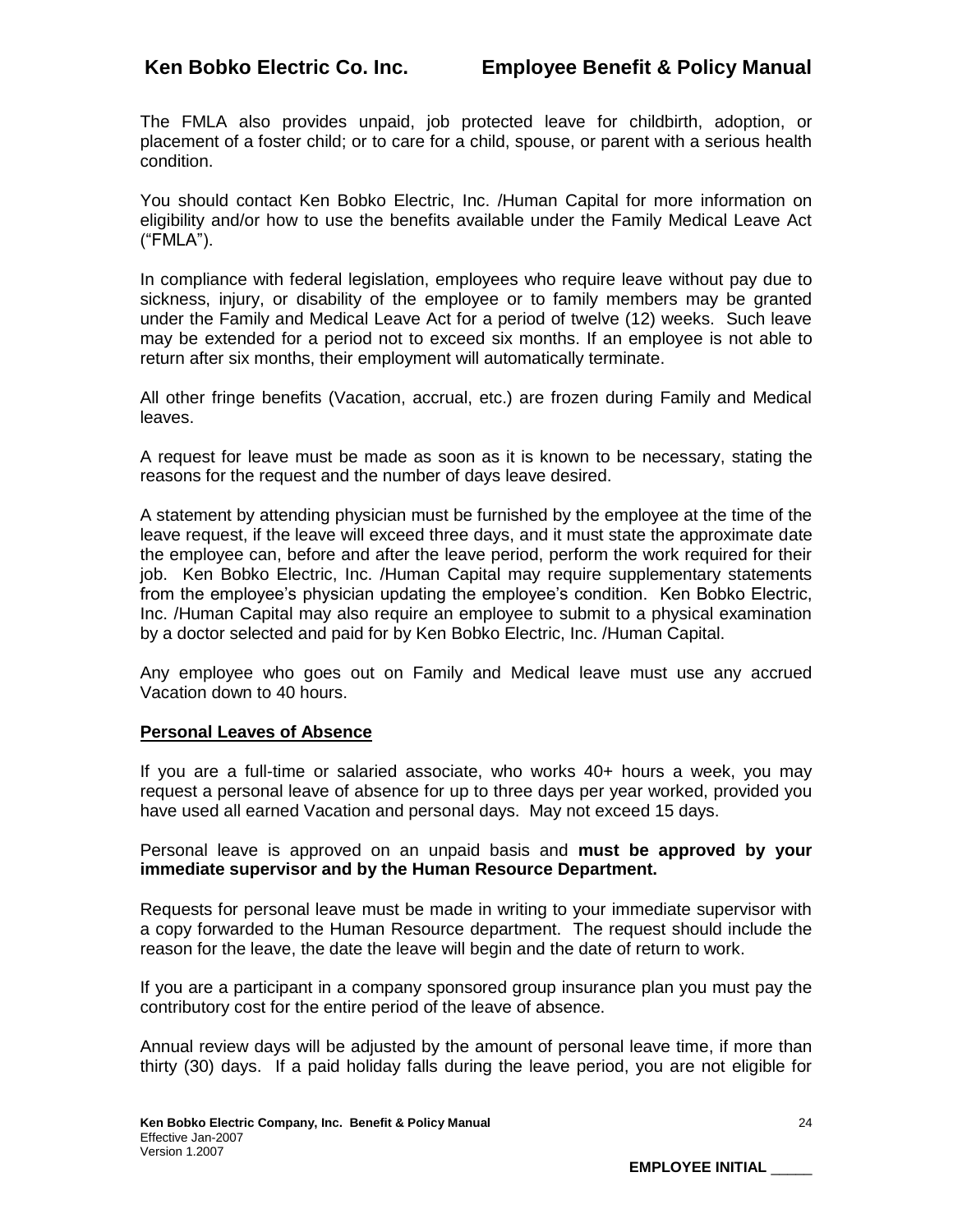The FMLA also provides unpaid, job protected leave for childbirth, adoption, or placement of a foster child; or to care for a child, spouse, or parent with a serious health condition.

You should contact Ken Bobko Electric, Inc. /Human Capital for more information on eligibility and/or how to use the benefits available under the Family Medical Leave Act ("FMLA").

In compliance with federal legislation, employees who require leave without pay due to sickness, injury, or disability of the employee or to family members may be granted under the Family and Medical Leave Act for a period of twelve (12) weeks. Such leave may be extended for a period not to exceed six months. If an employee is not able to return after six months, their employment will automatically terminate.

All other fringe benefits (Vacation, accrual, etc.) are frozen during Family and Medical leaves.

A request for leave must be made as soon as it is known to be necessary, stating the reasons for the request and the number of days leave desired.

A statement by attending physician must be furnished by the employee at the time of the leave request, if the leave will exceed three days, and it must state the approximate date the employee can, before and after the leave period, perform the work required for their job. Ken Bobko Electric, Inc. /Human Capital may require supplementary statements from the employee's physician updating the employee's condition. Ken Bobko Electric, Inc. /Human Capital may also require an employee to submit to a physical examination by a doctor selected and paid for by Ken Bobko Electric, Inc. /Human Capital.

Any employee who goes out on Family and Medical leave must use any accrued Vacation down to 40 hours.

## Personal Leaves of Absence

If you are a full-time or salaried associate, who works 40+ hours a week, you may request a personal leave of absence for up to three days per year worked, provided you have used all earned Vacation and personal days. May not exceed 15 days.

Personal leave is approved on an unpaid basis and **must be approved by your immediate supervisor and by the Human Resource Department.**

Requests for personal leave must be made in writing to your immediate supervisor with a copy forwarded to the Human Resource department. The request should include the reason for the leave, the date the leave will begin and the date of return to work.

If you are a participant in a company sponsored group insurance plan you must pay the contributory cost for the entire period of the leave of absence.

Annual review days will be adjusted by the amount of personal leave time, if more than thirty (30) days. If a paid holiday falls during the leave period, you are not eligible for

EMPLOYEE INITIAL _____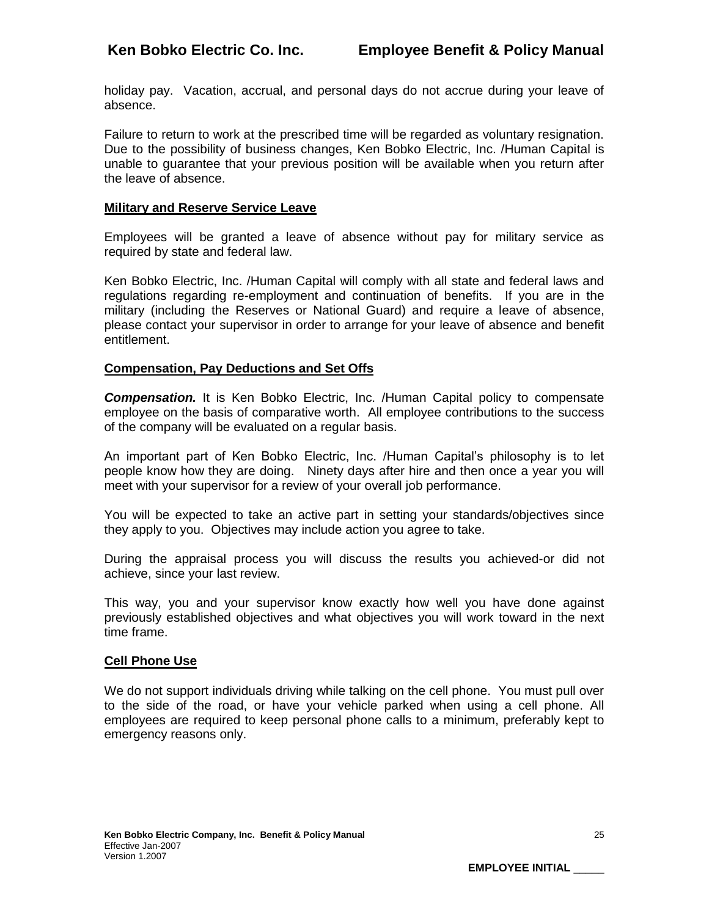holiday pay. Vacation, accrual, and personal days do not accrue during your leave of absence.

Failure to return to work at the prescribed time will be regarded as voluntary resignation. Due to the possibility of business changes, Ken Bobko Electric, Inc. /Human Capital is unable to guarantee that your previous position will be available when you return after the leave of absence.

## Military and Reserve Service Leave

Employees will be granted a leave of absence without pay for military service as required by state and federal law.

Ken Bobko Electric, Inc. /Human Capital will comply with all state and federal laws and regulations regarding re-employment and continuation of benefits. If you are in the military (including the Reserves or National Guard) and require a leave of absence, please contact your supervisor in order to arrange for your leave of absence and benefit entitlement.

## Compensation, Pay Deductions and Set Offs

***Compensation.*** It is Ken Bobko Electric, Inc. /Human Capital policy to compensate employee on the basis of comparative worth. All employee contributions to the success of the company will be evaluated on a regular basis.

An important part of Ken Bobko Electric, Inc. /Human Capital's philosophy is to let people know how they are doing. Ninety days after hire and then once a year you will meet with your supervisor for a review of your overall job performance.

You will be expected to take an active part in setting your standards/objectives since they apply to you. Objectives may include action you agree to take.

During the appraisal process you will discuss the results you achieved-or did not achieve, since your last review.

This way, you and your supervisor know exactly how well you have done against previously established objectives and what objectives you will work toward in the next time frame.

## Cell Phone Use

We do not support individuals driving while talking on the cell phone. You must pull over to the side of the road, or have your vehicle parked when using a cell phone. All employees are required to keep personal phone calls to a minimum, preferably kept to emergency reasons only.

EMPLOYEE INITIAL _____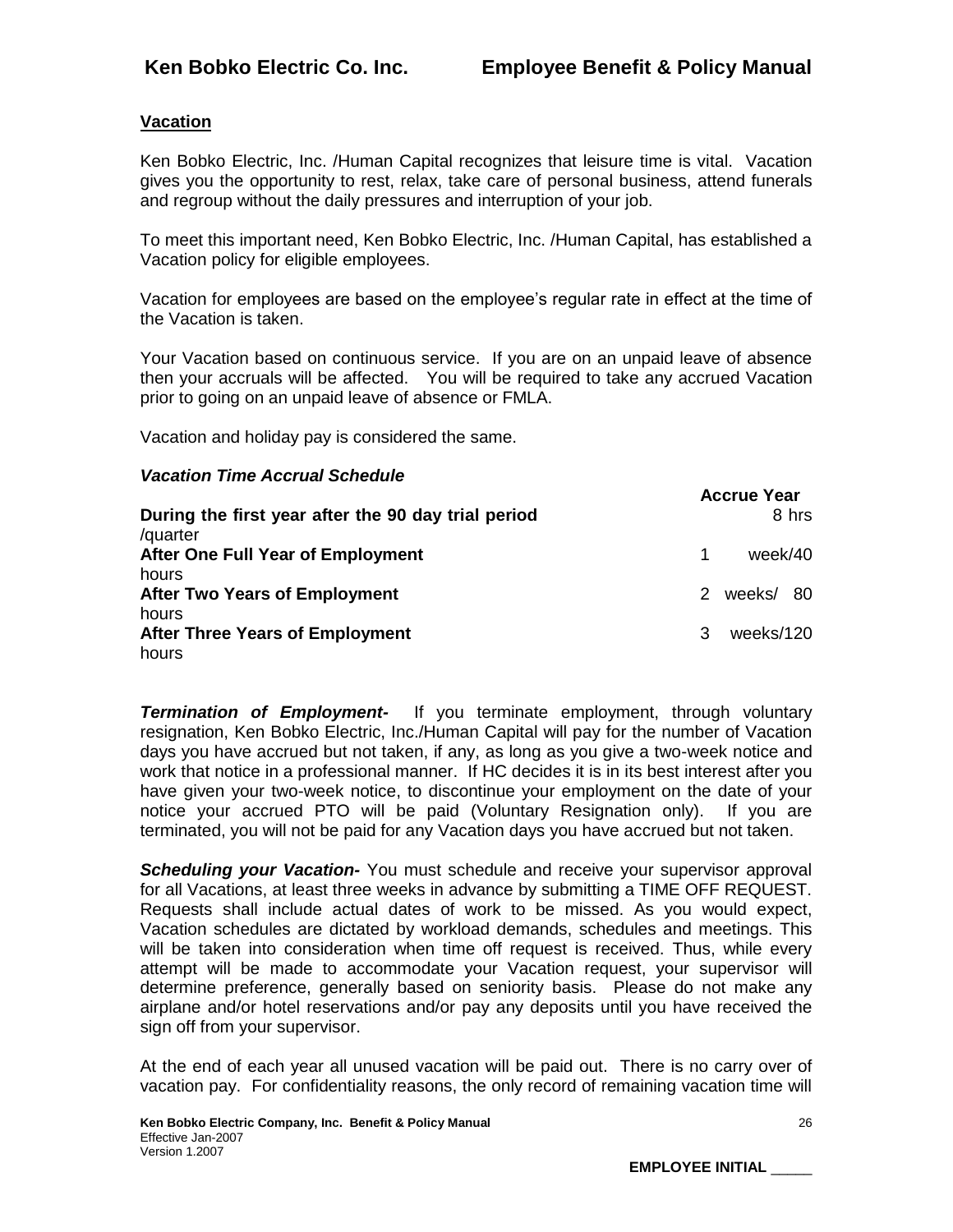## Vacation

Ken Bobko Electric, Inc. /Human Capital recognizes that leisure time is vital. Vacation gives you the opportunity to rest, relax, take care of personal business, attend funerals and regroup without the daily pressures and interruption of your job.

To meet this important need, Ken Bobko Electric, Inc. /Human Capital, has established a Vacation policy for eligible employees.

Vacation for employees are based on the employee's regular rate in effect at the time of the Vacation is taken.

Your Vacation based on continuous service. If you are on an unpaid leave of absence then your accruals will be affected. You will be required to take any accrued Vacation prior to going on an unpaid leave of absence or FMLA.

Vacation and holiday pay is considered the same.

### *Vacation Time Accrual Schedule*

| | Accrue Year |
|---|---|
| **During the first year after the 90 day trial period** | 8 hrs /quarter |
| **After One Full Year of Employment** | 1 week/40 hours |
| **After Two Years of Employment** | 2 weeks/ 80 hours |
| **After Three Years of Employment** | 3 weeks/120 hours |

***Termination of Employment-*** If you terminate employment, through voluntary resignation, Ken Bobko Electric, Inc./Human Capital will pay for the number of Vacation days you have accrued but not taken, if any, as long as you give a two-week notice and work that notice in a professional manner. If HC decides it is in its best interest after you have given your two-week notice, to discontinue your employment on the date of your notice your accrued PTO will be paid (Voluntary Resignation only). If you are terminated, you will not be paid for any Vacation days you have accrued but not taken.

***Scheduling your Vacation-*** You must schedule and receive your supervisor approval for all Vacations, at least three weeks in advance by submitting a TIME OFF REQUEST. Requests shall include actual dates of work to be missed. As you would expect, Vacation schedules are dictated by workload demands, schedules and meetings. This will be taken into consideration when time off request is received. Thus, while every attempt will be made to accommodate your Vacation request, your supervisor will determine preference, generally based on seniority basis. Please do not make any airplane and/or hotel reservations and/or pay any deposits until you have received the sign off from your supervisor.

At the end of each year all unused vacation will be paid out. There is no carry over of vacation pay. For confidentiality reasons, the only record of remaining vacation time will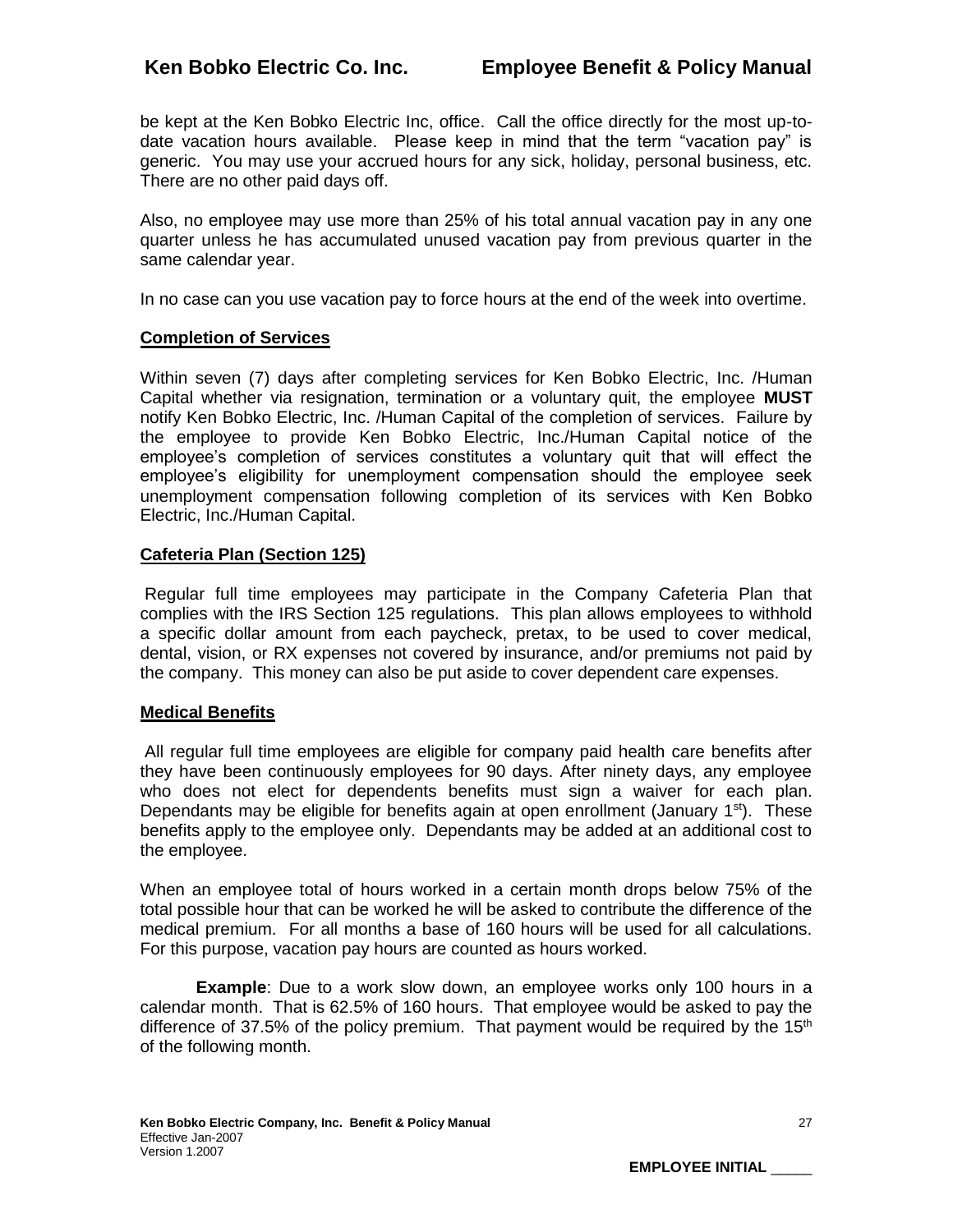be kept at the Ken Bobko Electric Inc, office. Call the office directly for the most up-to-date vacation hours available. Please keep in mind that the term "vacation pay" is generic. You may use your accrued hours for any sick, holiday, personal business, etc. There are no other paid days off.

Also, no employee may use more than 25% of his total annual vacation pay in any one quarter unless he has accumulated unused vacation pay from previous quarter in the same calendar year.

In no case can you use vacation pay to force hours at the end of the week into overtime.

## Completion of Services

Within seven (7) days after completing services for Ken Bobko Electric, Inc. /Human Capital whether via resignation, termination or a voluntary quit, the employee **MUST** notify Ken Bobko Electric, Inc. /Human Capital of the completion of services. Failure by the employee to provide Ken Bobko Electric, Inc./Human Capital notice of the employee's completion of services constitutes a voluntary quit that will effect the employee's eligibility for unemployment compensation should the employee seek unemployment compensation following completion of its services with Ken Bobko Electric, Inc./Human Capital.

## Cafeteria Plan (Section 125)

Regular full time employees may participate in the Company Cafeteria Plan that complies with the IRS Section 125 regulations. This plan allows employees to withhold a specific dollar amount from each paycheck, pretax, to be used to cover medical, dental, vision, or RX expenses not covered by insurance, and/or premiums not paid by the company. This money can also be put aside to cover dependent care expenses.

## Medical Benefits

All regular full time employees are eligible for company paid health care benefits after they have been continuously employees for 90 days. After ninety days, any employee who does not elect for dependents benefits must sign a waiver for each plan. Dependants may be eligible for benefits again at open enrollment (January 1st). These benefits apply to the employee only. Dependants may be added at an additional cost to the employee.

When an employee total of hours worked in a certain month drops below 75% of the total possible hour that can be worked he will be asked to contribute the difference of the medical premium. For all months a base of 160 hours will be used for all calculations. For this purpose, vacation pay hours are counted as hours worked.

**Example**: Due to a work slow down, an employee works only 100 hours in a calendar month. That is 62.5% of 160 hours. That employee would be asked to pay the difference of 37.5% of the policy premium. That payment would be required by the 15th of the following month.

**EMPLOYEE INITIAL _____**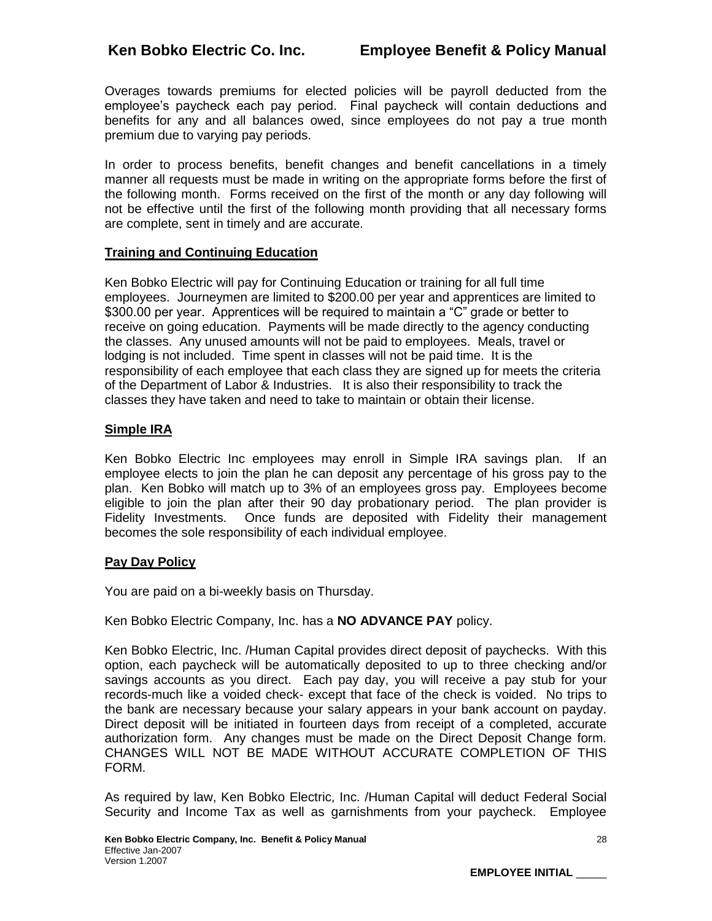Overages towards premiums for elected policies will be payroll deducted from the employee's paycheck each pay period. Final paycheck will contain deductions and benefits for any and all balances owed, since employees do not pay a true month premium due to varying pay periods.

In order to process benefits, benefit changes and benefit cancellations in a timely manner all requests must be made in writing on the appropriate forms before the first of the following month. Forms received on the first of the month or any day following will not be effective until the first of the following month providing that all necessary forms are complete, sent in timely and are accurate.

## Training and Continuing Education

Ken Bobko Electric will pay for Continuing Education or training for all full time employees. Journeymen are limited to $200.00 per year and apprentices are limited to $300.00 per year. Apprentices will be required to maintain a "C" grade or better to receive on going education. Payments will be made directly to the agency conducting the classes. Any unused amounts will not be paid to employees. Meals, travel or lodging is not included. Time spent in classes will not be paid time. It is the responsibility of each employee that each class they are signed up for meets the criteria of the Department of Labor & Industries. It is also their responsibility to track the classes they have taken and need to take to maintain or obtain their license.

## Simple IRA

Ken Bobko Electric Inc employees may enroll in Simple IRA savings plan. If an employee elects to join the plan he can deposit any percentage of his gross pay to the plan. Ken Bobko will match up to 3% of an employees gross pay. Employees become eligible to join the plan after their 90 day probationary period. The plan provider is Fidelity Investments. Once funds are deposited with Fidelity their management becomes the sole responsibility of each individual employee.

## Pay Day Policy

You are paid on a bi-weekly basis on Thursday.

Ken Bobko Electric Company, Inc. has a **NO ADVANCE PAY** policy.

Ken Bobko Electric, Inc. /Human Capital provides direct deposit of paychecks. With this option, each paycheck will be automatically deposited to up to three checking and/or savings accounts as you direct. Each pay day, you will receive a pay stub for your records-much like a voided check- except that face of the check is voided. No trips to the bank are necessary because your salary appears in your bank account on payday. Direct deposit will be initiated in fourteen days from receipt of a completed, accurate authorization form. Any changes must be made on the Direct Deposit Change form. CHANGES WILL NOT BE MADE WITHOUT ACCURATE COMPLETION OF THIS FORM.

As required by law, Ken Bobko Electric, Inc. /Human Capital will deduct Federal Social Security and Income Tax as well as garnishments from your paycheck. Employee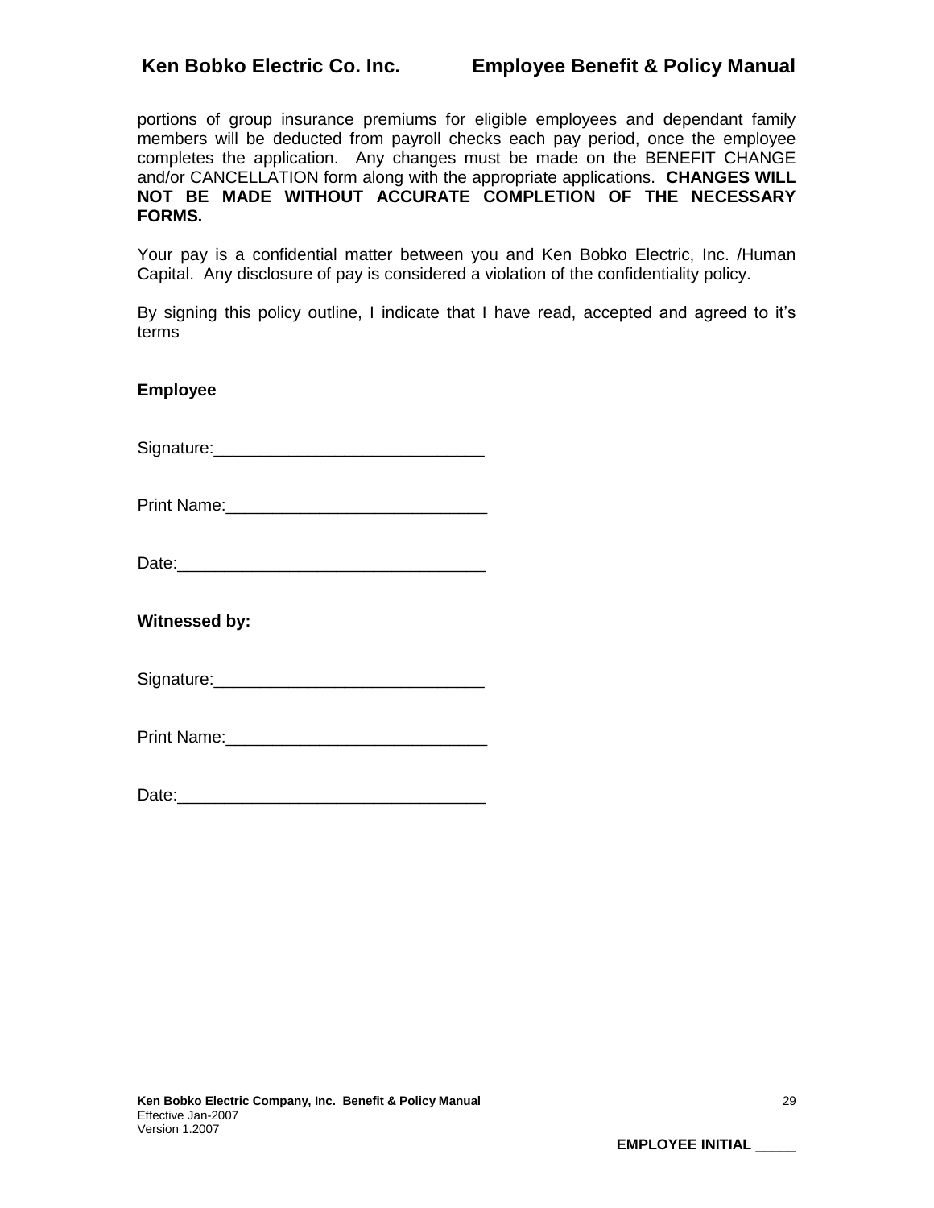portions of group insurance premiums for eligible employees and dependant family members will be deducted from payroll checks each pay period, once the employee completes the application. Any changes must be made on the BENEFIT CHANGE and/or CANCELLATION form along with the appropriate applications. **CHANGES WILL NOT BE MADE WITHOUT ACCURATE COMPLETION OF THE NECESSARY FORMS.**

Your pay is a confidential matter between you and Ken Bobko Electric, Inc. /Human Capital. Any disclosure of pay is considered a violation of the confidentiality policy.

By signing this policy outline, I indicate that I have read, accepted and agreed to it's terms

**Employee**

Signature:____________________________

Print Name:___________________________

Date:________________________________

**Witnessed by:**

Signature:____________________________

Print Name:___________________________

Date:________________________________

**EMPLOYEE INITIAL** _____